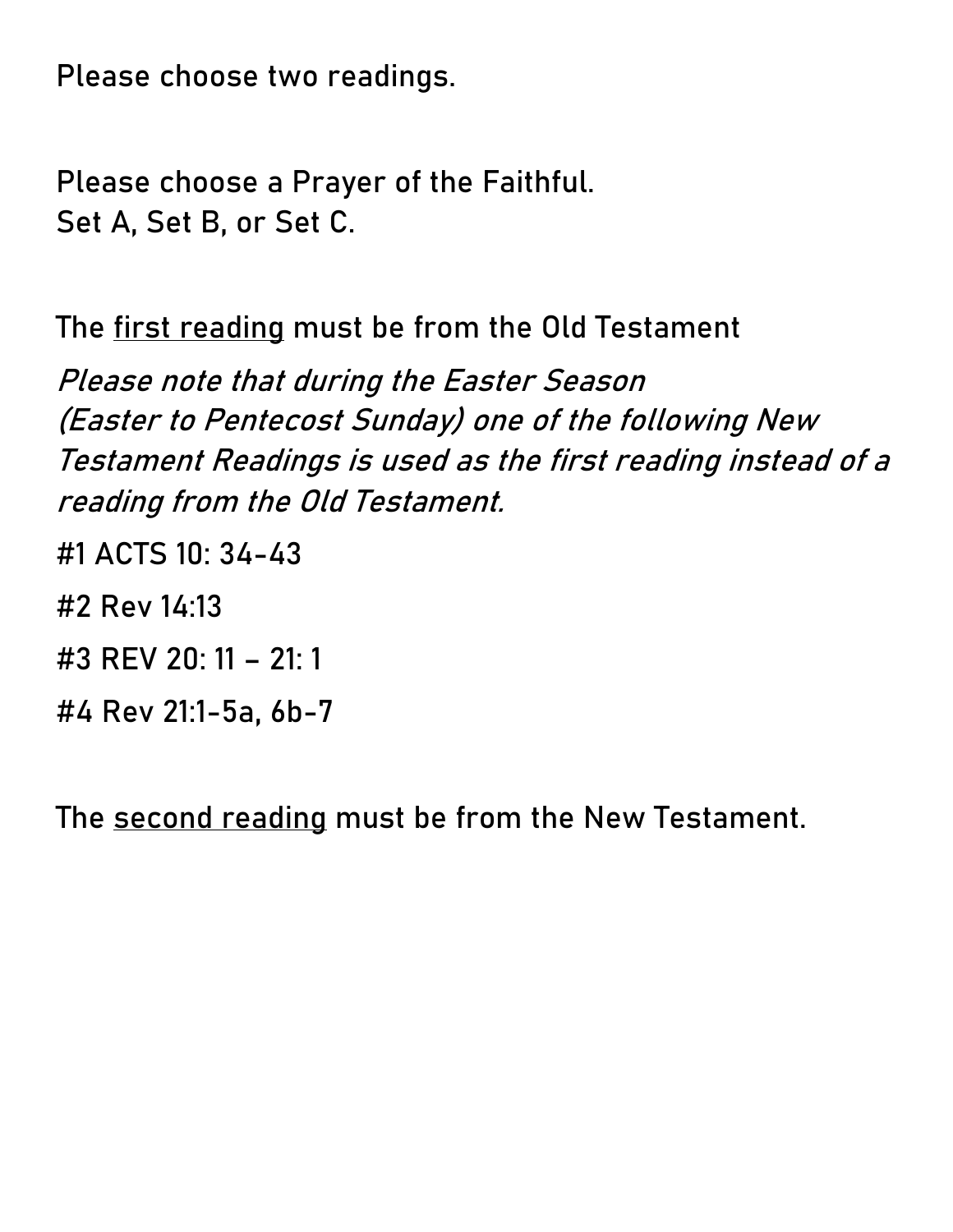Please choose two readings.

Please choose a Prayer of the Faithful.
Set A, Set B, or Set C.

The <u>first reading</u> must be from the Old Testament

*Please note that during the Easter Season (Easter to Pentecost Sunday) one of the following New Testament Readings is used as the first reading instead of a reading from the Old Testament.*

#1 ACTS 10: 34-43

#2 Rev 14:13

#3 REV 20: 11 – 21: 1

#4 Rev 21:1-5a, 6b-7

The <u>second reading</u> must be from the New Testament.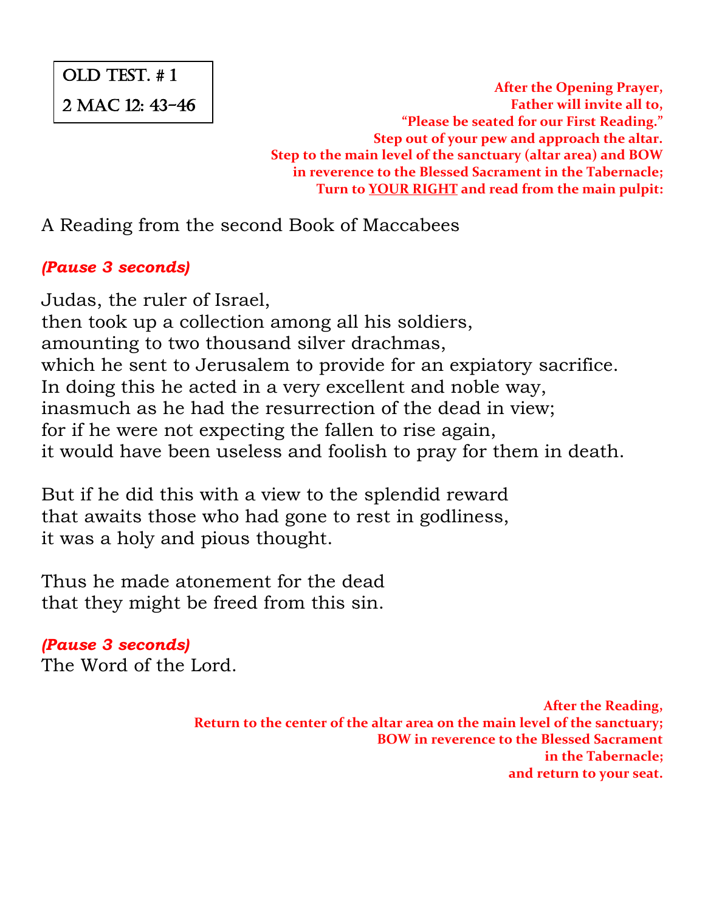**OLD TEST. # 1**
**2 MAC 12: 43-46**

**After the Opening Prayer,**
**Father will invite all to,**
**"Please be seated for our First Reading."**
**Step out of your pew and approach the altar.**
**Step to the main level of the sanctuary (altar area) and BOW**
**in reverence to the Blessed Sacrament in the Tabernacle;**
**Turn to YOUR RIGHT and read from the main pulpit:**

A Reading from the second Book of Maccabees

***(Pause 3 seconds)***

Judas, the ruler of Israel,
then took up a collection among all his soldiers,
amounting to two thousand silver drachmas,
which he sent to Jerusalem to provide for an expiatory sacrifice.
In doing this he acted in a very excellent and noble way,
inasmuch as he had the resurrection of the dead in view;
for if he were not expecting the fallen to rise again,
it would have been useless and foolish to pray for them in death.

But if he did this with a view to the splendid reward
that awaits those who had gone to rest in godliness,
it was a holy and pious thought.

Thus he made atonement for the dead
that they might be freed from this sin.

***(Pause 3 seconds)***
The Word of the Lord.

**After the Reading,**
**Return to the center of the altar area on the main level of the sanctuary;**
**BOW in reverence to the Blessed Sacrament**
**in the Tabernacle;**
**and return to your seat.**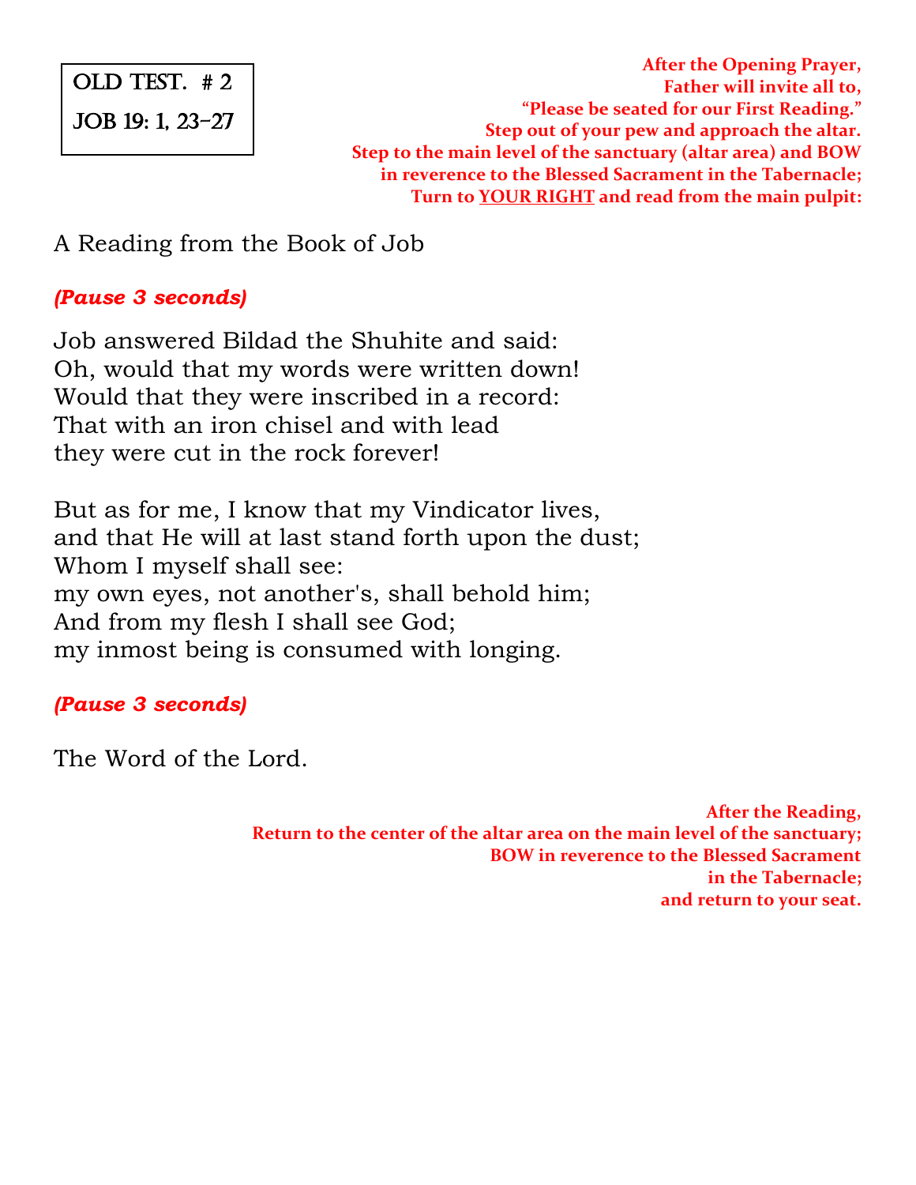OLD TEST. # 2

JOB 19: 1, 23-27

**After the Opening Prayer,**
**Father will invite all to,**
**"Please be seated for our First Reading."**
**Step out of your pew and approach the altar.**
**Step to the main level of the sanctuary (altar area) and BOW**
**in reverence to the Blessed Sacrament in the Tabernacle;**
**Turn to <u>YOUR RIGHT</u> and read from the main pulpit:**

A Reading from the Book of Job

***(Pause 3 seconds)***

Job answered Bildad the Shuhite and said:
Oh, would that my words were written down!
Would that they were inscribed in a record:
That with an iron chisel and with lead
they were cut in the rock forever!

But as for me, I know that my Vindicator lives,
and that He will at last stand forth upon the dust;
Whom I myself shall see:
my own eyes, not another's, shall behold him;
And from my flesh I shall see God;
my inmost being is consumed with longing.

***(Pause 3 seconds)***

The Word of the Lord.

**After the Reading,**
**Return to the center of the altar area on the main level of the sanctuary;**
**BOW in reverence to the Blessed Sacrament**
**in the Tabernacle;**
**and return to your seat.**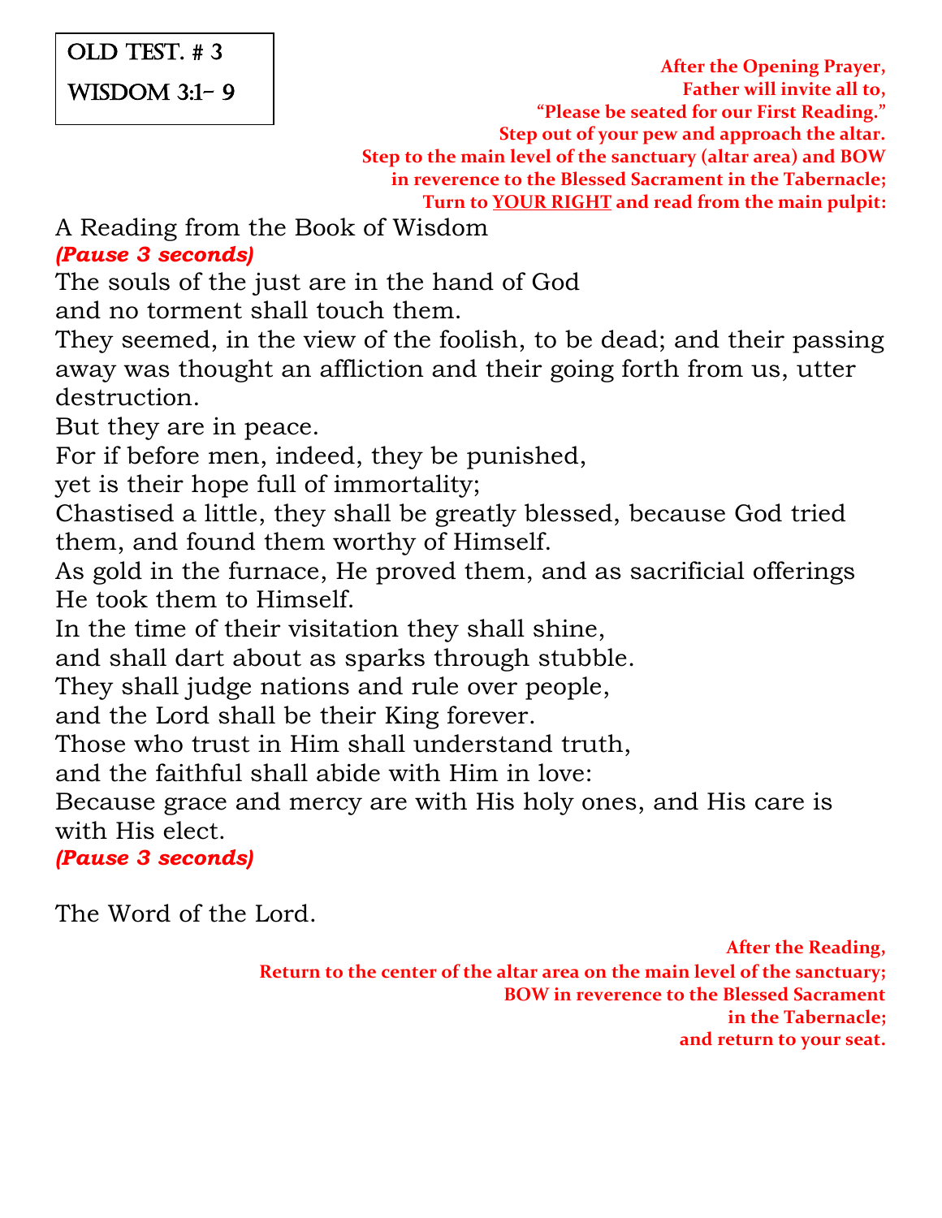OLD TEST. # 3

WISDOM 3:1- 9

**After the Opening Prayer,**
**Father will invite all to,**
**"Please be seated for our First Reading."**
**Step out of your pew and approach the altar.**
**Step to the main level of the sanctuary (altar area) and BOW in reverence to the Blessed Sacrament in the Tabernacle;**
**Turn to YOUR RIGHT and read from the main pulpit:**

A Reading from the Book of Wisdom
***(Pause 3 seconds)***
The souls of the just are in the hand of God
and no torment shall touch them.
They seemed, in the view of the foolish, to be dead; and their passing away was thought an affliction and their going forth from us, utter destruction.
But they are in peace.
For if before men, indeed, they be punished,
yet is their hope full of immortality;
Chastised a little, they shall be greatly blessed, because God tried them, and found them worthy of Himself.
As gold in the furnace, He proved them, and as sacrificial offerings He took them to Himself.
In the time of their visitation they shall shine,
and shall dart about as sparks through stubble.
They shall judge nations and rule over people,
and the Lord shall be their King forever.
Those who trust in Him shall understand truth,
and the faithful shall abide with Him in love:
Because grace and mercy are with His holy ones, and His care is with His elect.
***(Pause 3 seconds)***

The Word of the Lord.

**After the Reading,**
**Return to the center of the altar area on the main level of the sanctuary;**
**BOW in reverence to the Blessed Sacrament in the Tabernacle;**
**and return to your seat.**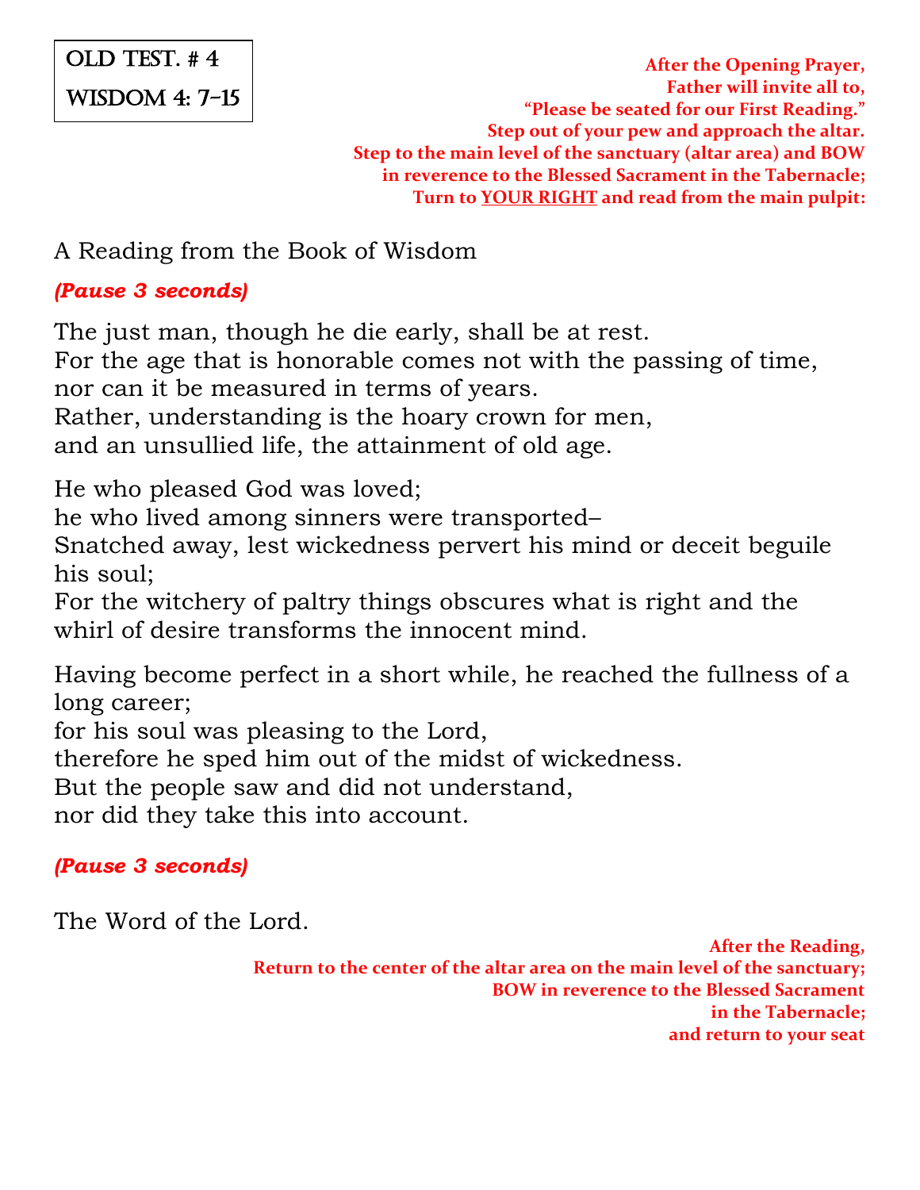**OLD TEST. # 4**

**WISDOM 4: 7-15**

**After the Opening Prayer,**
**Father will invite all to,**
**"Please be seated for our First Reading."**
**Step out of your pew and approach the altar.**
**Step to the main level of the sanctuary (altar area) and BOW in reverence to the Blessed Sacrament in the Tabernacle;**
**Turn to YOUR RIGHT and read from the main pulpit:**

A Reading from the Book of Wisdom

***(Pause 3 seconds)***

The just man, though he die early, shall be at rest.
For the age that is honorable comes not with the passing of time,
nor can it be measured in terms of years.
Rather, understanding is the hoary crown for men,
and an unsullied life, the attainment of old age.

He who pleased God was loved;
he who lived among sinners were transported–
Snatched away, lest wickedness pervert his mind or deceit beguile his soul;
For the witchery of paltry things obscures what is right and the whirl of desire transforms the innocent mind.

Having become perfect in a short while, he reached the fullness of a long career;
for his soul was pleasing to the Lord,
therefore he sped him out of the midst of wickedness.
But the people saw and did not understand,
nor did they take this into account.

***(Pause 3 seconds)***

The Word of the Lord.

**After the Reading,**
**Return to the center of the altar area on the main level of the sanctuary;**
**BOW in reverence to the Blessed Sacrament in the Tabernacle;**
**and return to your seat**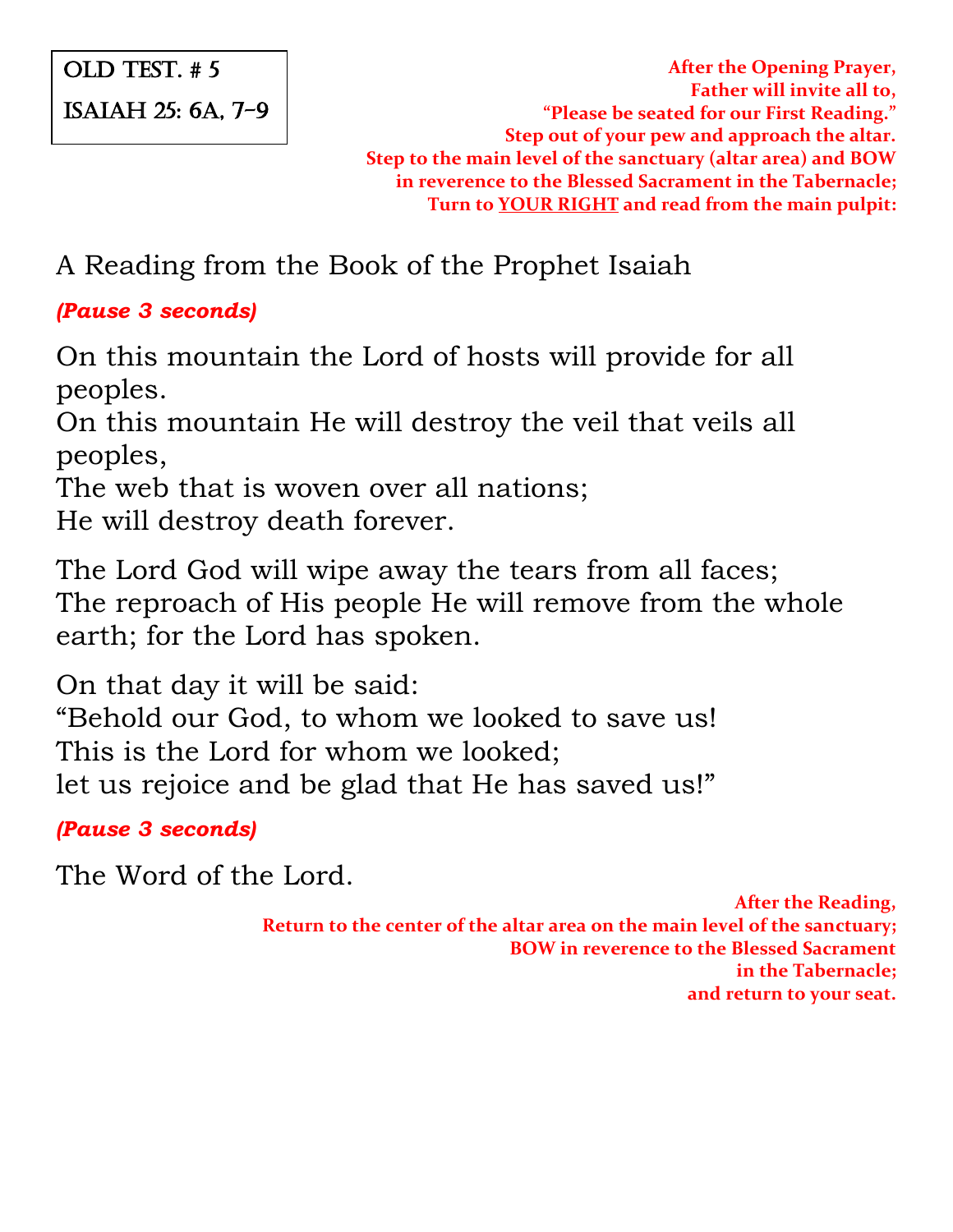**OLD TEST. # 5**

**ISAIAH 25: 6A, 7-9**

**After the Opening Prayer,**
**Father will invite all to,**
**"Please be seated for our First Reading."**
**Step out of your pew and approach the altar.**
**Step to the main level of the sanctuary (altar area) and BOW in reverence to the Blessed Sacrament in the Tabernacle;**
**Turn to YOUR RIGHT and read from the main pulpit:**

A Reading from the Book of the Prophet Isaiah

***(Pause 3 seconds)***

On this mountain the Lord of hosts will provide for all peoples.
On this mountain He will destroy the veil that veils all peoples,
The web that is woven over all nations;
He will destroy death forever.

The Lord God will wipe away the tears from all faces;
The reproach of His people He will remove from the whole earth; for the Lord has spoken.

On that day it will be said:
"Behold our God, to whom we looked to save us!
This is the Lord for whom we looked;
let us rejoice and be glad that He has saved us!"

***(Pause 3 seconds)***

The Word of the Lord.

**After the Reading,**
**Return to the center of the altar area on the main level of the sanctuary;**
**BOW in reverence to the Blessed Sacrament in the Tabernacle;**
**and return to your seat.**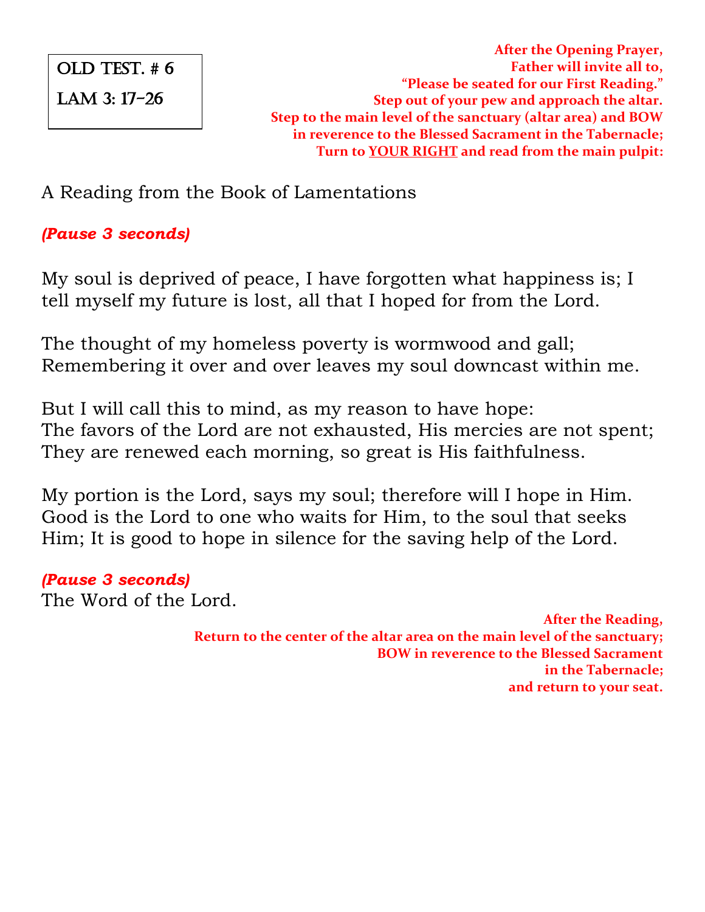OLD TEST. # 6

LAM 3: 17-26

**After the Opening Prayer,**
**Father will invite all to,**
**"Please be seated for our First Reading."**
**Step out of your pew and approach the altar.**
**Step to the main level of the sanctuary (altar area) and BOW in reverence to the Blessed Sacrament in the Tabernacle;**
**Turn to YOUR RIGHT and read from the main pulpit:**

A Reading from the Book of Lamentations

***(Pause 3 seconds)***

My soul is deprived of peace, I have forgotten what happiness is; I tell myself my future is lost, all that I hoped for from the Lord.

The thought of my homeless poverty is wormwood and gall;
Remembering it over and over leaves my soul downcast within me.

But I will call this to mind, as my reason to have hope:
The favors of the Lord are not exhausted, His mercies are not spent;
They are renewed each morning, so great is His faithfulness.

My portion is the Lord, says my soul; therefore will I hope in Him.
Good is the Lord to one who waits for Him, to the soul that seeks Him; It is good to hope in silence for the saving help of the Lord.

***(Pause 3 seconds)***
The Word of the Lord.

**After the Reading,**
**Return to the center of the altar area on the main level of the sanctuary;**
**BOW in reverence to the Blessed Sacrament in the Tabernacle;**
**and return to your seat.**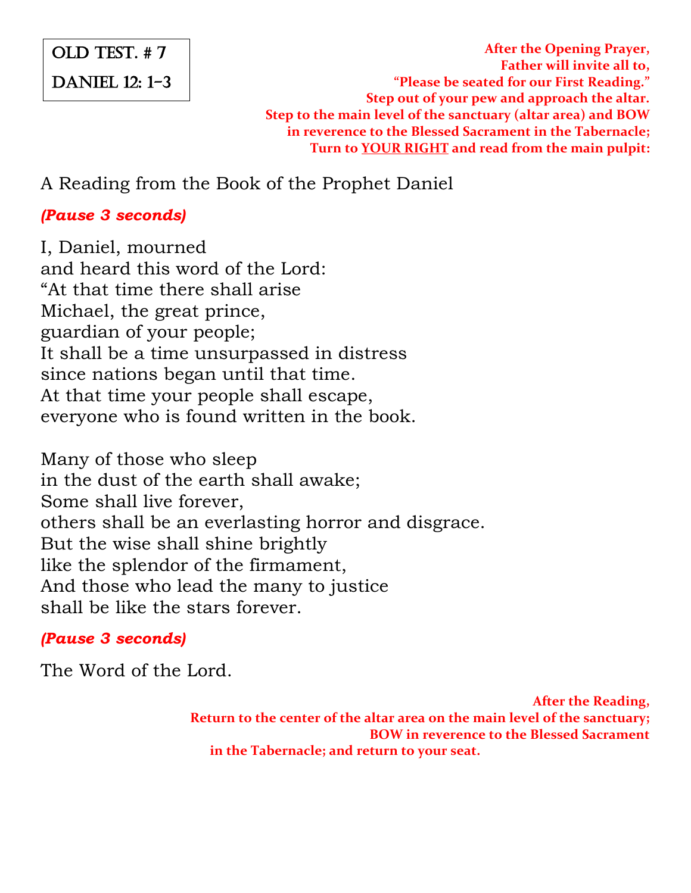**OLD TEST. # 7**

**DANIEL 12: 1-3**

**After the Opening Prayer,**
**Father will invite all to,**
**"Please be seated for our First Reading."**
**Step out of your pew and approach the altar.**
**Step to the main level of the sanctuary (altar area) and BOW**
**in reverence to the Blessed Sacrament in the Tabernacle;**
**Turn to <u>YOUR RIGHT</u> and read from the main pulpit:**

A Reading from the Book of the Prophet Daniel

***(Pause 3 seconds)***

I, Daniel, mourned
and heard this word of the Lord:
"At that time there shall arise
Michael, the great prince,
guardian of your people;
It shall be a time unsurpassed in distress
since nations began until that time.
At that time your people shall escape,
everyone who is found written in the book.

Many of those who sleep
in the dust of the earth shall awake;
Some shall live forever,
others shall be an everlasting horror and disgrace.
But the wise shall shine brightly
like the splendor of the firmament,
And those who lead the many to justice
shall be like the stars forever.

***(Pause 3 seconds)***

The Word of the Lord.

**After the Reading,**
**Return to the center of the altar area on the main level of the sanctuary;**
**BOW in reverence to the Blessed Sacrament**
**in the Tabernacle; and return to your seat.**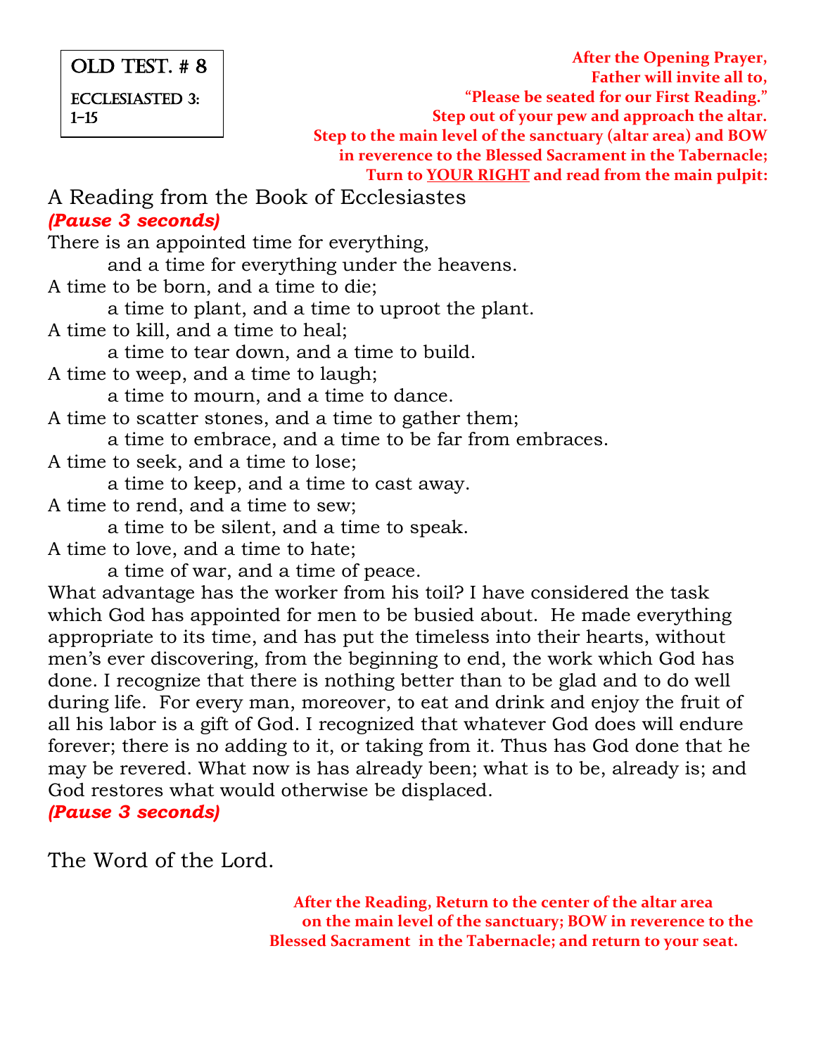**OLD TEST. # 8**

**ECCLESIASTED 3: 1-15**

**After the Opening Prayer, Father will invite all to, "Please be seated for our First Reading." Step out of your pew and approach the altar. Step to the main level of the sanctuary (altar area) and BOW in reverence to the Blessed Sacrament in the Tabernacle; Turn to <u>YOUR RIGHT</u> and read from the main pulpit:**

A Reading from the Book of Ecclesiastes

***(Pause 3 seconds)***

There is an appointed time for everything,
 and a time for everything under the heavens.
A time to be born, and a time to die;
 a time to plant, and a time to uproot the plant.
A time to kill, and a time to heal;
 a time to tear down, and a time to build.
A time to weep, and a time to laugh;
 a time to mourn, and a time to dance.
A time to scatter stones, and a time to gather them;
 a time to embrace, and a time to be far from embraces.
A time to seek, and a time to lose;
 a time to keep, and a time to cast away.
A time to rend, and a time to sew;
 a time to be silent, and a time to speak.
A time to love, and a time to hate;
 a time of war, and a time of peace.
What advantage has the worker from his toil? I have considered the task which God has appointed for men to be busied about. He made everything appropriate to its time, and has put the timeless into their hearts, without men's ever discovering, from the beginning to end, the work which God has done. I recognize that there is nothing better than to be glad and to do well during life. For every man, moreover, to eat and drink and enjoy the fruit of all his labor is a gift of God. I recognized that whatever God does will endure forever; there is no adding to it, or taking from it. Thus has God done that he may be revered. What now is has already been; what is to be, already is; and God restores what would otherwise be displaced.

***(Pause 3 seconds)***

The Word of the Lord.

**After the Reading, Return to the center of the altar area on the main level of the sanctuary; BOW in reverence to the Blessed Sacrament in the Tabernacle; and return to your seat.**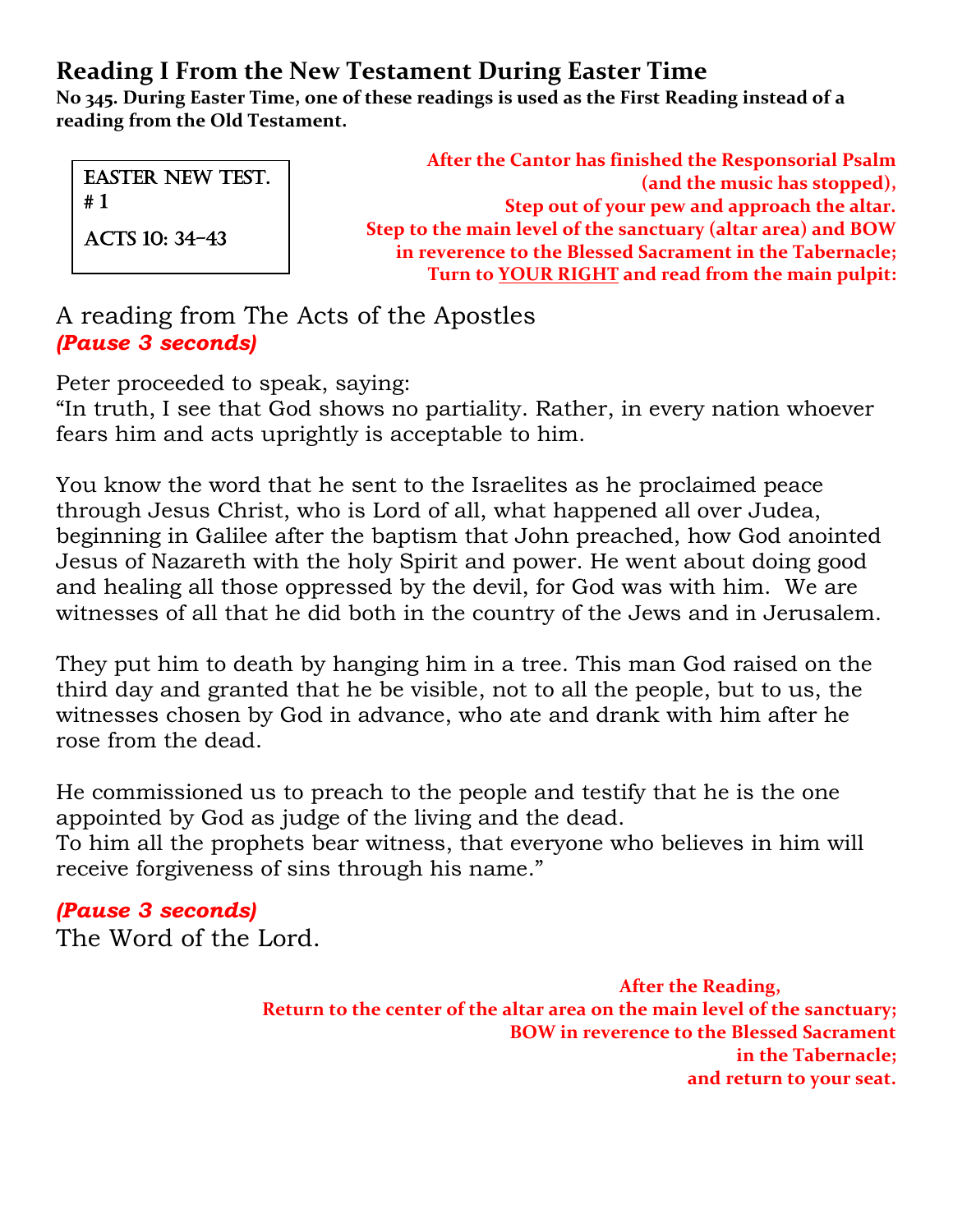## Reading I From the New Testament During Easter Time

**No 345. During Easter Time, one of these readings is used as the First Reading instead of a reading from the Old Testament.**

EASTER NEW TEST. # 1

ACTS 10: 34–43

**After the Cantor has finished the Responsorial Psalm (and the music has stopped), Step out of your pew and approach the altar. Step to the main level of the sanctuary (altar area) and BOW in reverence to the Blessed Sacrament in the Tabernacle; Turn to YOUR RIGHT and read from the main pulpit:**

A reading from The Acts of the Apostles
***(Pause 3 seconds)***

Peter proceeded to speak, saying:
“In truth, I see that God shows no partiality. Rather, in every nation whoever fears him and acts uprightly is acceptable to him.

You know the word that he sent to the Israelites as he proclaimed peace through Jesus Christ, who is Lord of all, what happened all over Judea, beginning in Galilee after the baptism that John preached, how God anointed Jesus of Nazareth with the holy Spirit and power. He went about doing good and healing all those oppressed by the devil, for God was with him. We are witnesses of all that he did both in the country of the Jews and in Jerusalem.

They put him to death by hanging him in a tree. This man God raised on the third day and granted that he be visible, not to all the people, but to us, the witnesses chosen by God in advance, who ate and drank with him after he rose from the dead.

He commissioned us to preach to the people and testify that he is the one appointed by God as judge of the living and the dead.
To him all the prophets bear witness, that everyone who believes in him will receive forgiveness of sins through his name.”

***(Pause 3 seconds)***
The Word of the Lord.

**After the Reading, Return to the center of the altar area on the main level of the sanctuary; BOW in reverence to the Blessed Sacrament in the Tabernacle; and return to your seat.**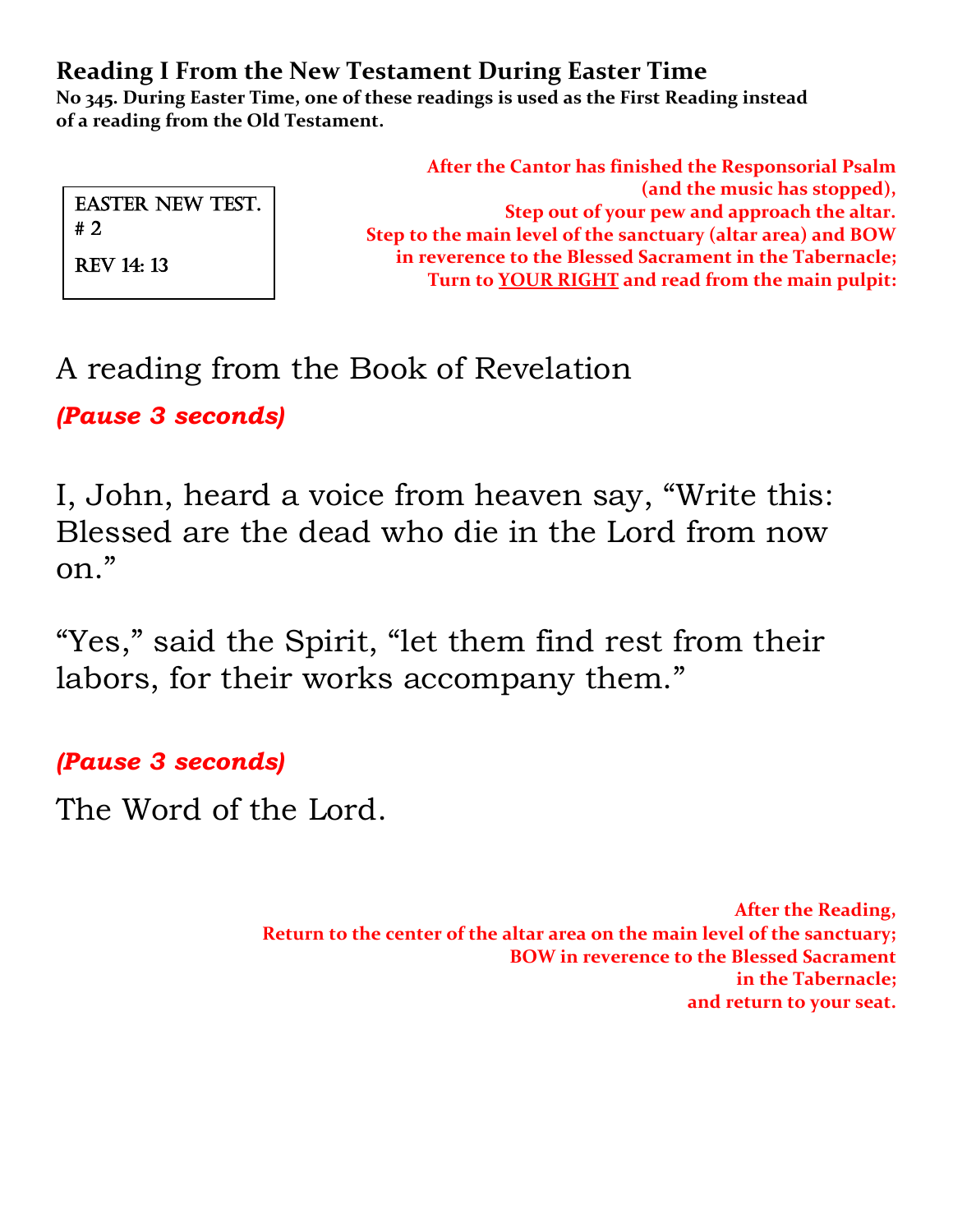**Reading I From the New Testament During Easter Time**

**No 345. During Easter Time, one of these readings is used as the First Reading instead of a reading from the Old Testament.**

EASTER NEW TEST.
# 2

REV 14: 13

**After the Cantor has finished the Responsorial Psalm (and the music has stopped), Step out of your pew and approach the altar. Step to the main level of the sanctuary (altar area) and BOW in reverence to the Blessed Sacrament in the Tabernacle; Turn to YOUR RIGHT and read from the main pulpit:**

A reading from the Book of Revelation

***(Pause 3 seconds)***

I, John, heard a voice from heaven say, “Write this: Blessed are the dead who die in the Lord from now on.”

“Yes,” said the Spirit, “let them find rest from their labors, for their works accompany them.”

***(Pause 3 seconds)***

The Word of the Lord.

**After the Reading, Return to the center of the altar area on the main level of the sanctuary; BOW in reverence to the Blessed Sacrament in the Tabernacle; and return to your seat.**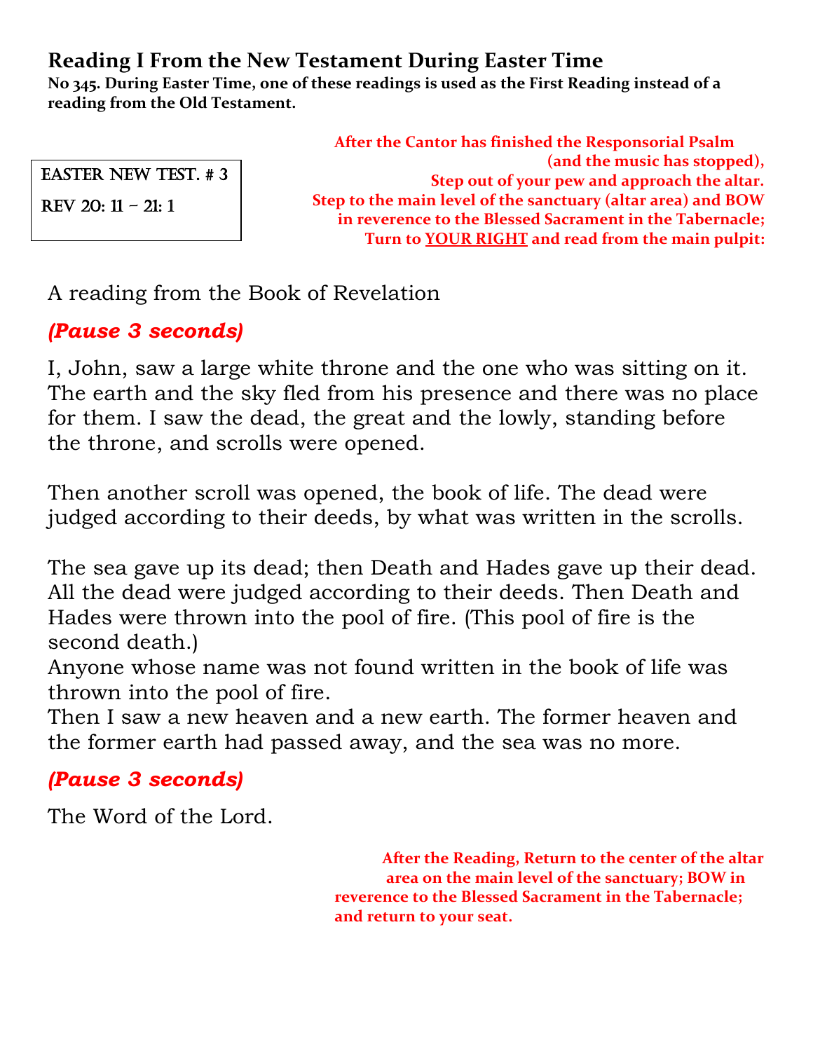## Reading I From the New Testament During Easter Time

**No 345. During Easter Time, one of these readings is used as the First Reading instead of a reading from the Old Testament.**

EASTER NEW TEST. # 3

REV 20: 11 – 21: 1

**After the Cantor has finished the Responsorial Psalm (and the music has stopped), Step out of your pew and approach the altar. Step to the main level of the sanctuary (altar area) and BOW in reverence to the Blessed Sacrament in the Tabernacle; Turn to YOUR RIGHT and read from the main pulpit:**

A reading from the Book of Revelation

***(Pause 3 seconds)***

I, John, saw a large white throne and the one who was sitting on it. The earth and the sky fled from his presence and there was no place for them. I saw the dead, the great and the lowly, standing before the throne, and scrolls were opened.

Then another scroll was opened, the book of life. The dead were judged according to their deeds, by what was written in the scrolls.

The sea gave up its dead; then Death and Hades gave up their dead. All the dead were judged according to their deeds. Then Death and Hades were thrown into the pool of fire. (This pool of fire is the second death.)
Anyone whose name was not found written in the book of life was thrown into the pool of fire.
Then I saw a new heaven and a new earth. The former heaven and the former earth had passed away, and the sea was no more.

***(Pause 3 seconds)***

The Word of the Lord.

**After the Reading, Return to the center of the altar area on the main level of the sanctuary; BOW in reverence to the Blessed Sacrament in the Tabernacle; and return to your seat.**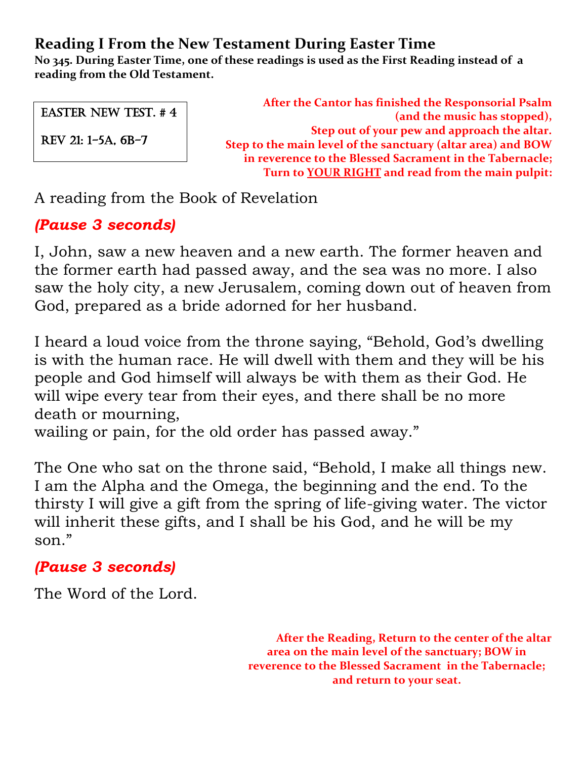## Reading I From the New Testament During Easter Time

**No 345. During Easter Time, one of these readings is used as the First Reading instead of a reading from the Old Testament.**

EASTER NEW TEST. # 4

REV 21: 1-5A, 6B-7

**After the Cantor has finished the Responsorial Psalm (and the music has stopped), Step out of your pew and approach the altar. Step to the main level of the sanctuary (altar area) and BOW in reverence to the Blessed Sacrament in the Tabernacle; Turn to YOUR RIGHT and read from the main pulpit:**

A reading from the Book of Revelation

***(Pause 3 seconds)***

I, John, saw a new heaven and a new earth. The former heaven and the former earth had passed away, and the sea was no more. I also saw the holy city, a new Jerusalem, coming down out of heaven from God, prepared as a bride adorned for her husband.

I heard a loud voice from the throne saying, "Behold, God's dwelling is with the human race. He will dwell with them and they will be his people and God himself will always be with them as their God. He will wipe every tear from their eyes, and there shall be no more death or mourning,
wailing or pain, for the old order has passed away."

The One who sat on the throne said, "Behold, I make all things new. I am the Alpha and the Omega, the beginning and the end. To the thirsty I will give a gift from the spring of life-giving water. The victor will inherit these gifts, and I shall be his God, and he will be my son."

***(Pause 3 seconds)***

The Word of the Lord.

**After the Reading, Return to the center of the altar area on the main level of the sanctuary; BOW in reverence to the Blessed Sacrament in the Tabernacle; and return to your seat.**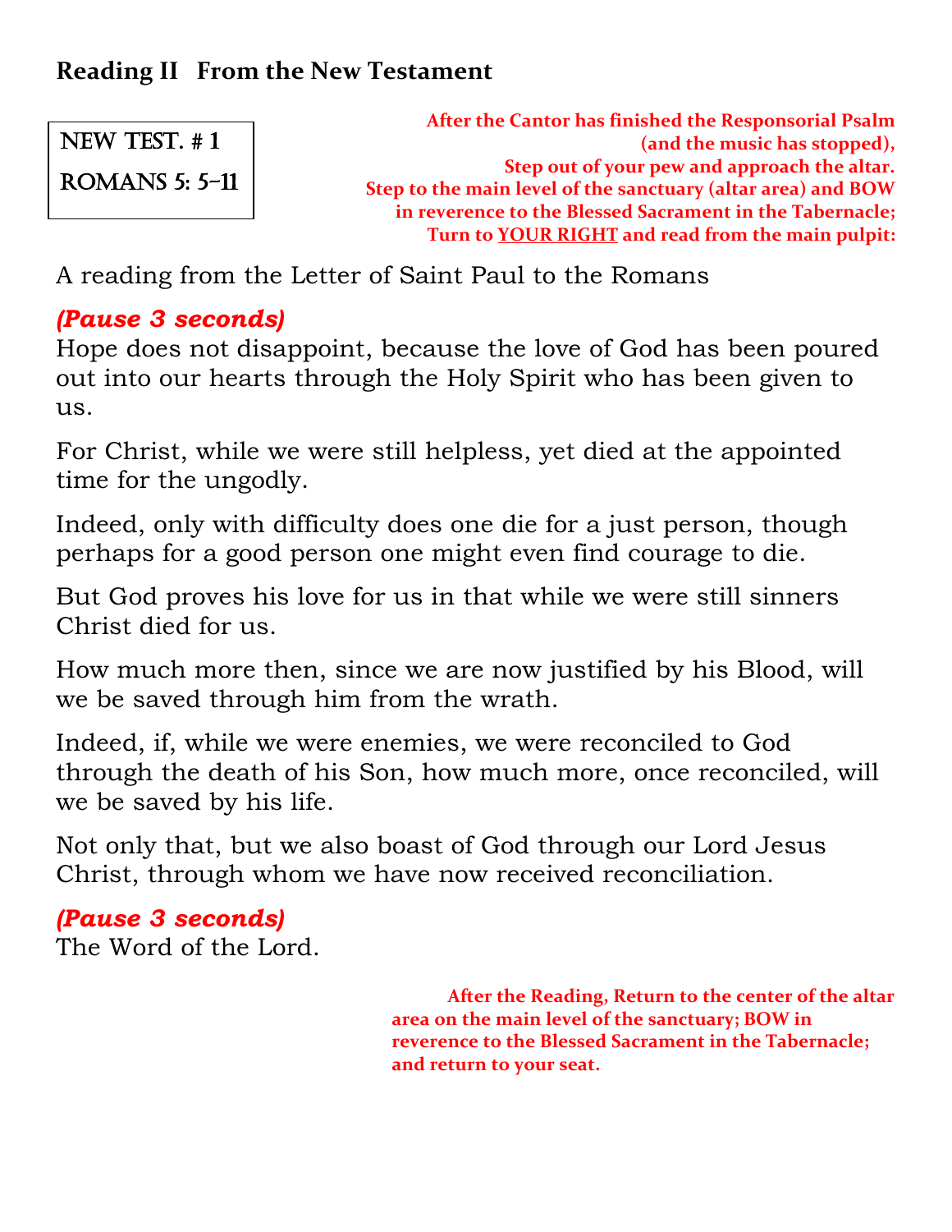## Reading II From the New Testament

**NEW TEST. # 1**

**ROMANS 5: 5-11**

**After the Cantor has finished the Responsorial Psalm (and the music has stopped), Step out of your pew and approach the altar. Step to the main level of the sanctuary (altar area) and BOW in reverence to the Blessed Sacrament in the Tabernacle; Turn to YOUR RIGHT and read from the main pulpit:**

A reading from the Letter of Saint Paul to the Romans

***(Pause 3 seconds)***

Hope does not disappoint, because the love of God has been poured out into our hearts through the Holy Spirit who has been given to us.

For Christ, while we were still helpless, yet died at the appointed time for the ungodly.

Indeed, only with difficulty does one die for a just person, though perhaps for a good person one might even find courage to die.

But God proves his love for us in that while we were still sinners Christ died for us.

How much more then, since we are now justified by his Blood, will we be saved through him from the wrath.

Indeed, if, while we were enemies, we were reconciled to God through the death of his Son, how much more, once reconciled, will we be saved by his life.

Not only that, but we also boast of God through our Lord Jesus Christ, through whom we have now received reconciliation.

***(Pause 3 seconds)***

The Word of the Lord.

**After the Reading, Return to the center of the altar area on the main level of the sanctuary; BOW in reverence to the Blessed Sacrament in the Tabernacle; and return to your seat.**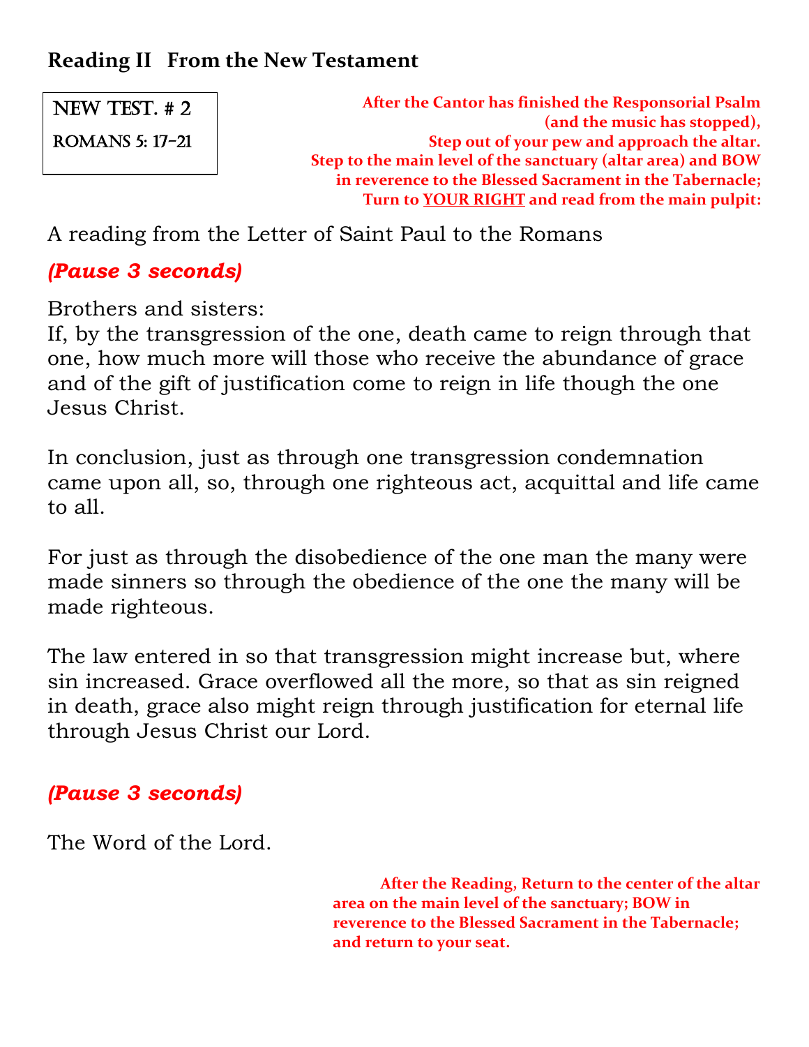**Reading II From the New Testament**

NEW TEST. # 2

ROMANS 5: 17-21

**After the Cantor has finished the Responsorial Psalm (and the music has stopped), Step out of your pew and approach the altar. Step to the main level of the sanctuary (altar area) and BOW in reverence to the Blessed Sacrament in the Tabernacle; Turn to YOUR RIGHT and read from the main pulpit:**

A reading from the Letter of Saint Paul to the Romans

***(Pause 3 seconds)***

Brothers and sisters:
If, by the transgression of the one, death came to reign through that one, how much more will those who receive the abundance of grace and of the gift of justification come to reign in life though the one Jesus Christ.

In conclusion, just as through one transgression condemnation came upon all, so, through one righteous act, acquittal and life came to all.

For just as through the disobedience of the one man the many were made sinners so through the obedience of the one the many will be made righteous.

The law entered in so that transgression might increase but, where sin increased. Grace overflowed all the more, so that as sin reigned in death, grace also might reign through justification for eternal life through Jesus Christ our Lord.

***(Pause 3 seconds)***

The Word of the Lord.

**After the Reading, Return to the center of the altar area on the main level of the sanctuary; BOW in reverence to the Blessed Sacrament in the Tabernacle; and return to your seat.**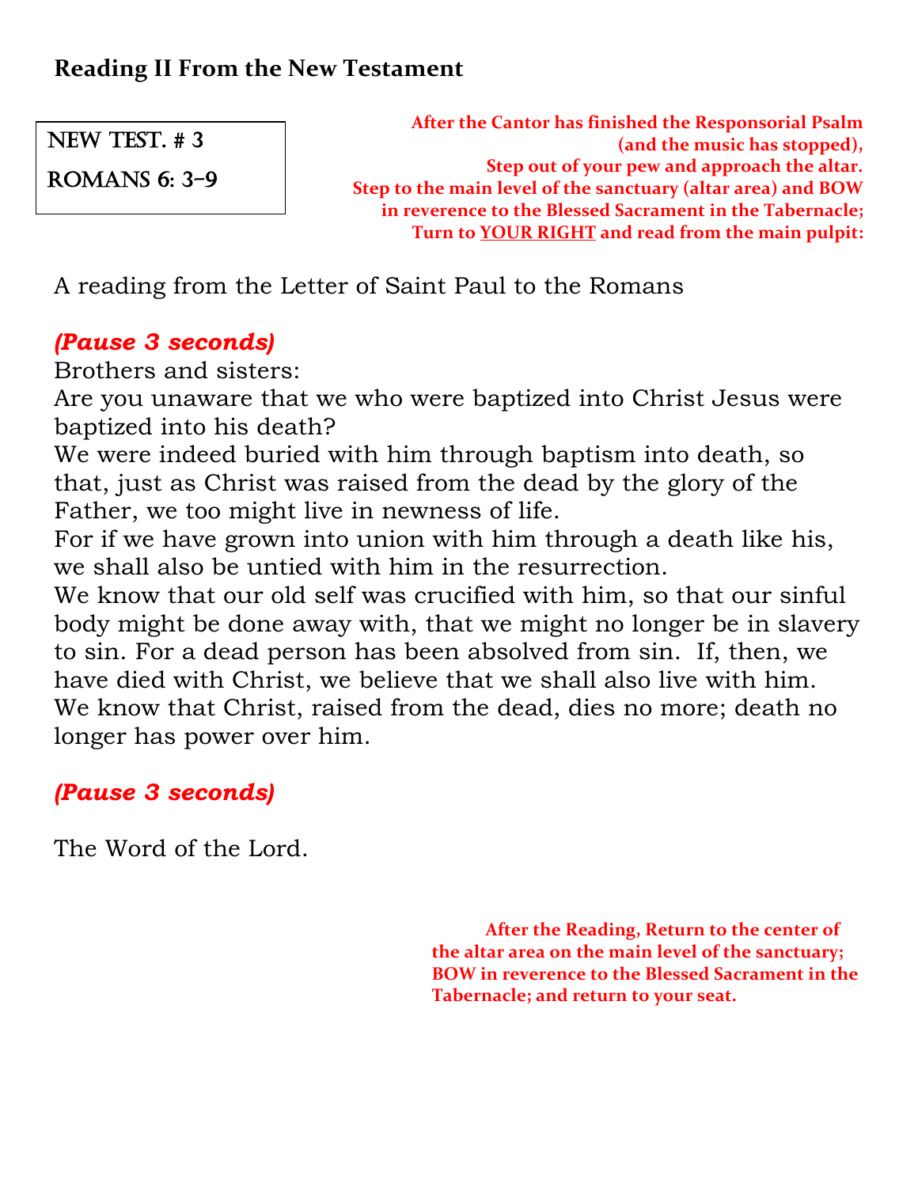## Reading II From the New Testament

NEW TEST. # 3

ROMANS 6: 3-9

**After the Cantor has finished the Responsorial Psalm (and the music has stopped), Step out of your pew and approach the altar. Step to the main level of the sanctuary (altar area) and BOW in reverence to the Blessed Sacrament in the Tabernacle; Turn to YOUR RIGHT and read from the main pulpit:**

A reading from the Letter of Saint Paul to the Romans

***(Pause 3 seconds)***

Brothers and sisters:
Are you unaware that we who were baptized into Christ Jesus were baptized into his death?
We were indeed buried with him through baptism into death, so that, just as Christ was raised from the dead by the glory of the Father, we too might live in newness of life.
For if we have grown into union with him through a death like his, we shall also be untied with him in the resurrection.
We know that our old self was crucified with him, so that our sinful body might be done away with, that we might no longer be in slavery to sin. For a dead person has been absolved from sin. If, then, we have died with Christ, we believe that we shall also live with him. We know that Christ, raised from the dead, dies no more; death no longer has power over him.

***(Pause 3 seconds)***

The Word of the Lord.

**After the Reading, Return to the center of the altar area on the main level of the sanctuary; BOW in reverence to the Blessed Sacrament in the Tabernacle; and return to your seat.**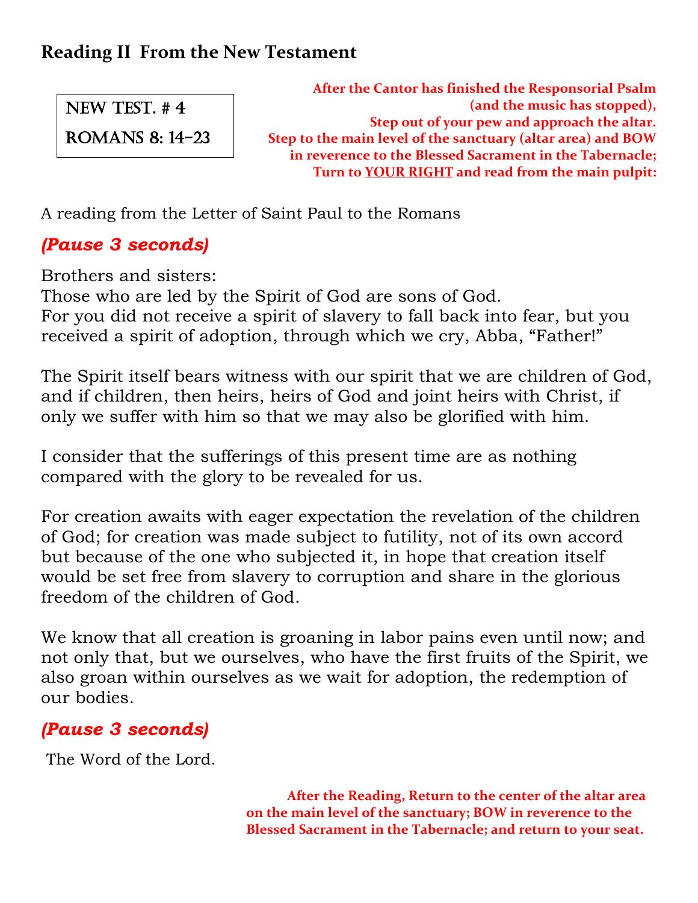## Reading II From the New Testament

NEW TEST. # 4

ROMANS 8: 14-23

**After the Cantor has finished the Responsorial Psalm (and the music has stopped), Step out of your pew and approach the altar. Step to the main level of the sanctuary (altar area) and BOW in reverence to the Blessed Sacrament in the Tabernacle; Turn to YOUR RIGHT and read from the main pulpit:**

A reading from the Letter of Saint Paul to the Romans

***(Pause 3 seconds)***

Brothers and sisters:
Those who are led by the Spirit of God are sons of God.
For you did not receive a spirit of slavery to fall back into fear, but you received a spirit of adoption, through which we cry, Abba, "Father!"

The Spirit itself bears witness with our spirit that we are children of God, and if children, then heirs, heirs of God and joint heirs with Christ, if only we suffer with him so that we may also be glorified with him.

I consider that the sufferings of this present time are as nothing compared with the glory to be revealed for us.

For creation awaits with eager expectation the revelation of the children of God; for creation was made subject to futility, not of its own accord but because of the one who subjected it, in hope that creation itself would be set free from slavery to corruption and share in the glorious freedom of the children of God.

We know that all creation is groaning in labor pains even until now; and not only that, but we ourselves, who have the first fruits of the Spirit, we also groan within ourselves as we wait for adoption, the redemption of our bodies.

***(Pause 3 seconds)***

The Word of the Lord.

**After the Reading, Return to the center of the altar area on the main level of the sanctuary; BOW in reverence to the Blessed Sacrament in the Tabernacle; and return to your seat.**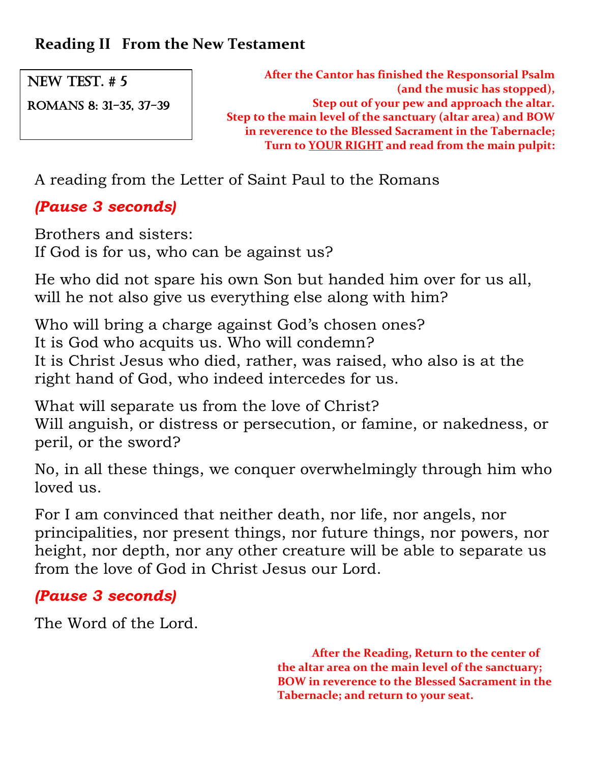## Reading II   From the New Testament

NEW TEST. # 5
ROMANS 8: 31-35, 37-39

**After the Cantor has finished the Responsorial Psalm (and the music has stopped), Step out of your pew and approach the altar. Step to the main level of the sanctuary (altar area) and BOW in reverence to the Blessed Sacrament in the Tabernacle; Turn to YOUR RIGHT and read from the main pulpit:**

A reading from the Letter of Saint Paul to the Romans

***(Pause 3 seconds)***

Brothers and sisters:
If God is for us, who can be against us?

He who did not spare his own Son but handed him over for us all, will he not also give us everything else along with him?

Who will bring a charge against God's chosen ones?
It is God who acquits us. Who will condemn?
It is Christ Jesus who died, rather, was raised, who also is at the right hand of God, who indeed intercedes for us.

What will separate us from the love of Christ?
Will anguish, or distress or persecution, or famine, or nakedness, or peril, or the sword?

No, in all these things, we conquer overwhelmingly through him who loved us.

For I am convinced that neither death, nor life, nor angels, nor principalities, nor present things, nor future things, nor powers, nor height, nor depth, nor any other creature will be able to separate us from the love of God in Christ Jesus our Lord.

***(Pause 3 seconds)***

The Word of the Lord.

**After the Reading, Return to the center of the altar area on the main level of the sanctuary; BOW in reverence to the Blessed Sacrament in the Tabernacle; and return to your seat.**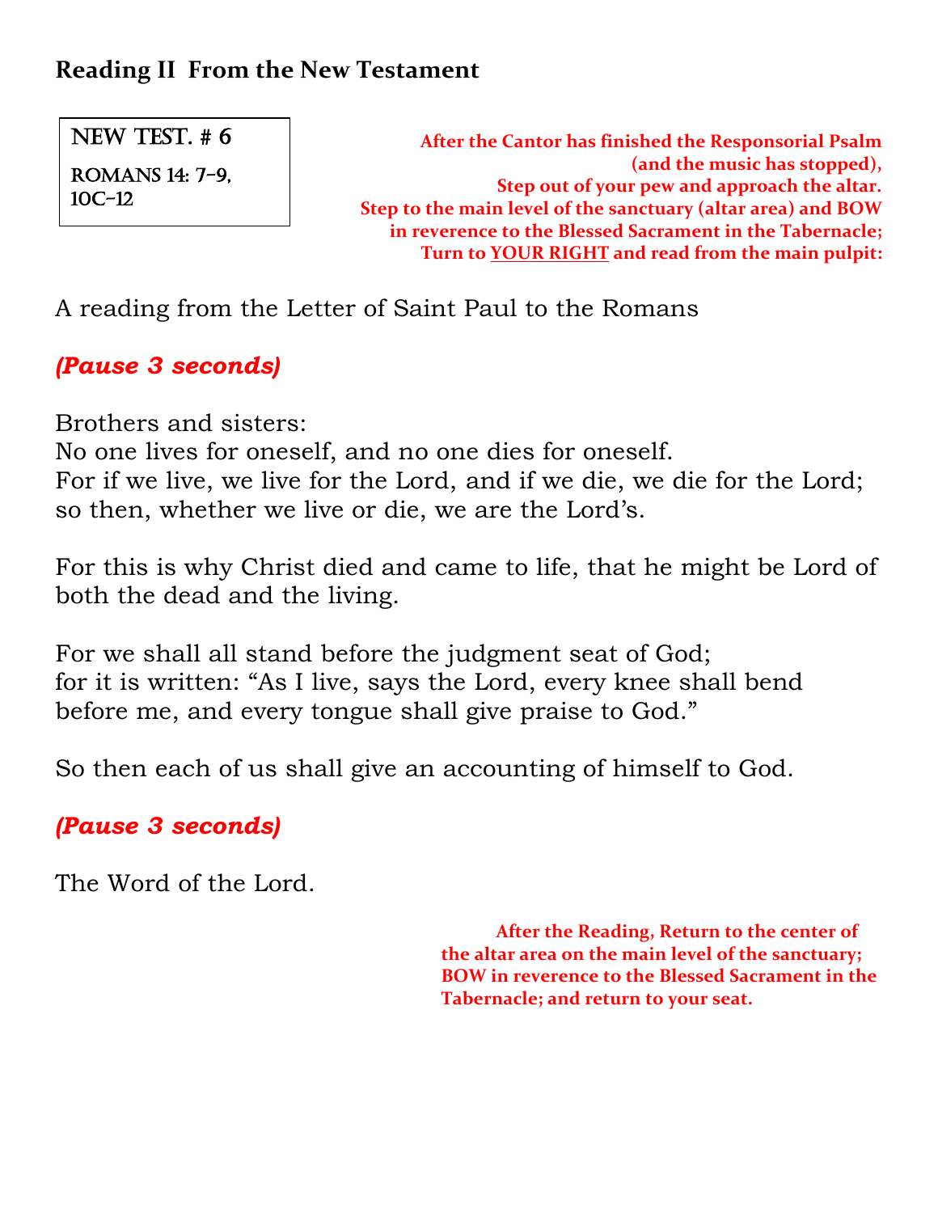## Reading II From the New Testament

NEW TEST. # 6

ROMANS 14: 7-9, 10C-12

**After the Cantor has finished the Responsorial Psalm (and the music has stopped), Step out of your pew and approach the altar. Step to the main level of the sanctuary (altar area) and BOW in reverence to the Blessed Sacrament in the Tabernacle; Turn to YOUR RIGHT and read from the main pulpit:**

A reading from the Letter of Saint Paul to the Romans

***(Pause 3 seconds)***

Brothers and sisters:
No one lives for oneself, and no one dies for oneself.
For if we live, we live for the Lord, and if we die, we die for the Lord;
so then, whether we live or die, we are the Lord's.

For this is why Christ died and came to life, that he might be Lord of both the dead and the living.

For we shall all stand before the judgment seat of God;
for it is written: "As I live, says the Lord, every knee shall bend before me, and every tongue shall give praise to God."

So then each of us shall give an accounting of himself to God.

***(Pause 3 seconds)***

The Word of the Lord.

**After the Reading, Return to the center of the altar area on the main level of the sanctuary; BOW in reverence to the Blessed Sacrament in the Tabernacle; and return to your seat.**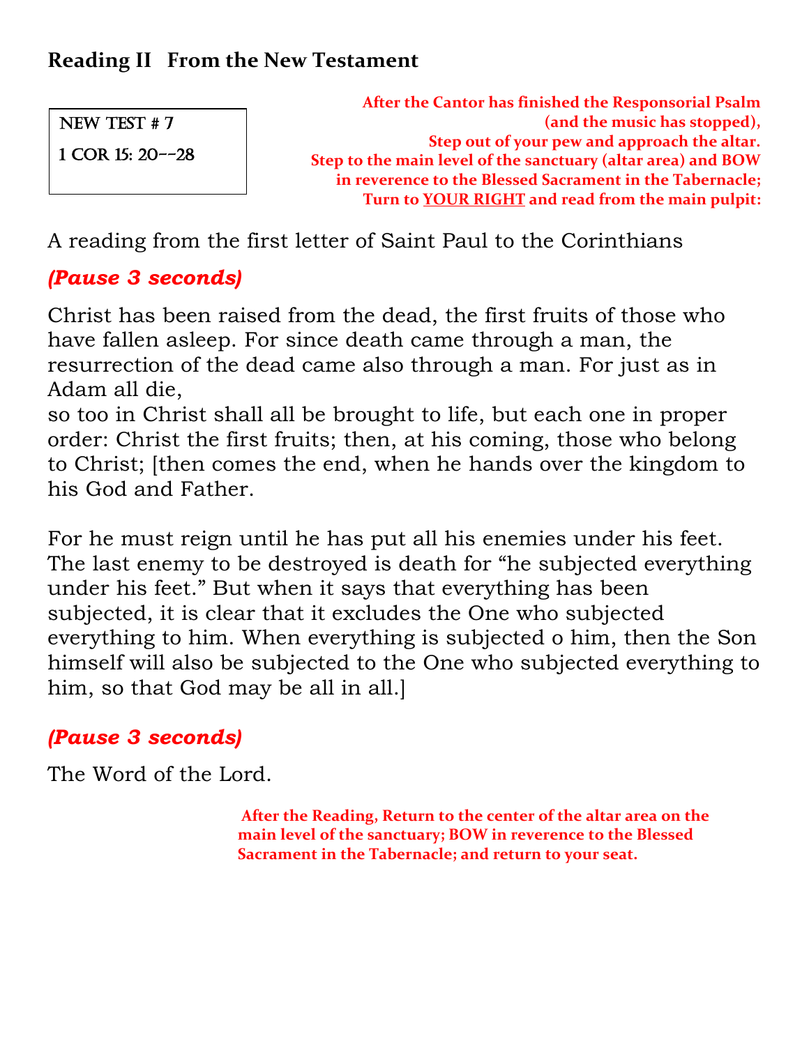## Reading II   From the New Test­ament

NEW TEST # 7

1 COR 15: 20--28

**After the Cantor has finished the Responsorial Psalm (and the music has stopped), Step out of your pew and approach the altar. Step to the main level of the sanctuary (altar area) and BOW in reverence to the Blessed Sacrament in the Tabernacle; Turn to YOUR RIGHT and read from the main pulpit:**

A reading from the first letter of Saint Paul to the Corinthians

***(Pause 3 seconds)***

Christ has been raised from the dead, the first fruits of those who have fallen asleep. For since death came through a man, the resurrection of the dead came also through a man. For just as in Adam all die,
so too in Christ shall all be brought to life, but each one in proper order: Christ the first fruits; then, at his coming, those who belong to Christ; [then comes the end, when he hands over the kingdom to his God and Father.

For he must reign until he has put all his enemies under his feet. The last enemy to be destroyed is death for “he subjected everything under his feet.” But when it says that everything has been subjected, it is clear that it excludes the One who subjected everything to him. When everything is subjected o him, then the Son himself will also be subjected to the One who subjected everything to him, so that God may be all in all.]

***(Pause 3 seconds)***

The Word of the Lord.

**After the Reading, Return to the center of the altar area on the main level of the sanctuary; BOW in reverence to the Blessed Sacrament in the Tabernacle; and return to your seat.**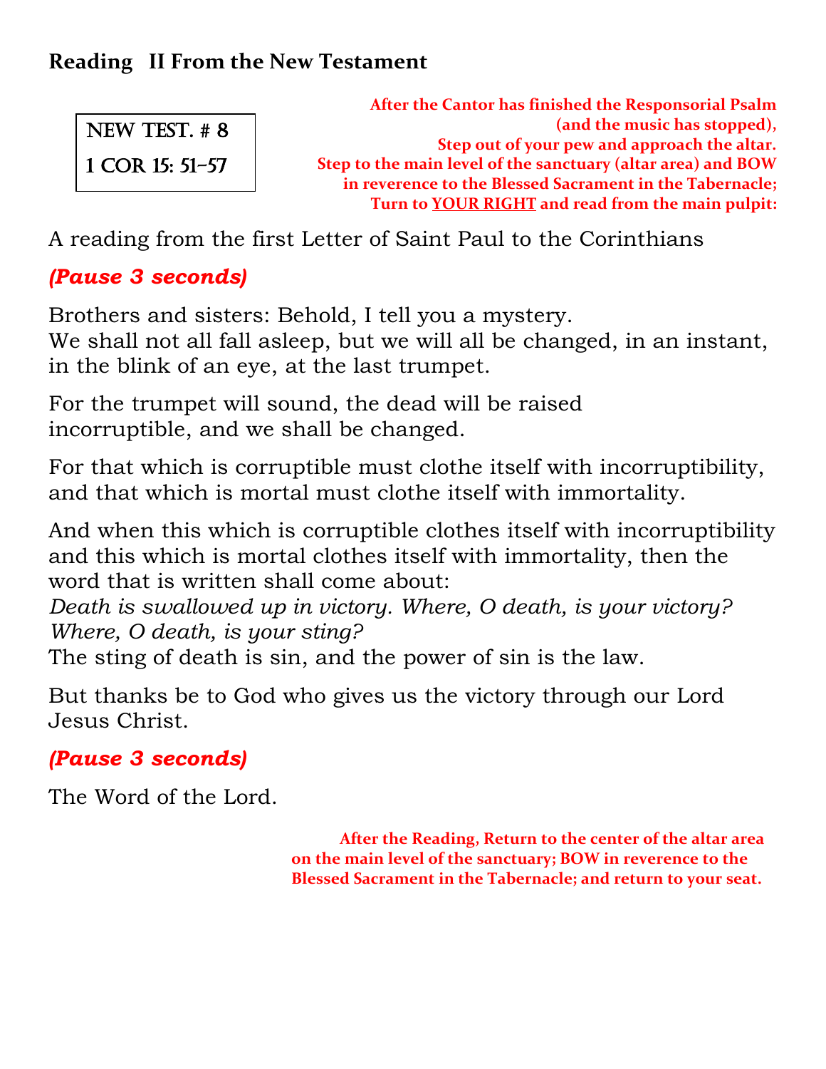## Reading II From the New Testament

NEW TEST. # 8

1 COR 15: 51-57

**After the Cantor has finished the Responsorial Psalm (and the music has stopped), Step out of your pew and approach the altar. Step to the main level of the sanctuary (altar area) and BOW in reverence to the Blessed Sacrament in the Tabernacle; Turn to YOUR RIGHT and read from the main pulpit:**

A reading from the first Letter of Saint Paul to the Corinthians

***(Pause 3 seconds)***

Brothers and sisters: Behold, I tell you a mystery.
We shall not all fall asleep, but we will all be changed, in an instant, in the blink of an eye, at the last trumpet.

For the trumpet will sound, the dead will be raised incorruptible, and we shall be changed.

For that which is corruptible must clothe itself with incorruptibility, and that which is mortal must clothe itself with immortality.

And when this which is corruptible clothes itself with incorruptibility and this which is mortal clothes itself with immortality, then the word that is written shall come about:
*Death is swallowed up in victory. Where, O death, is your victory? Where, O death, is your sting?*
The sting of death is sin, and the power of sin is the law.

But thanks be to God who gives us the victory through our Lord Jesus Christ.

***(Pause 3 seconds)***

The Word of the Lord.

**After the Reading, Return to the center of the altar area on the main level of the sanctuary; BOW in reverence to the Blessed Sacrament in the Tabernacle; and return to your seat.**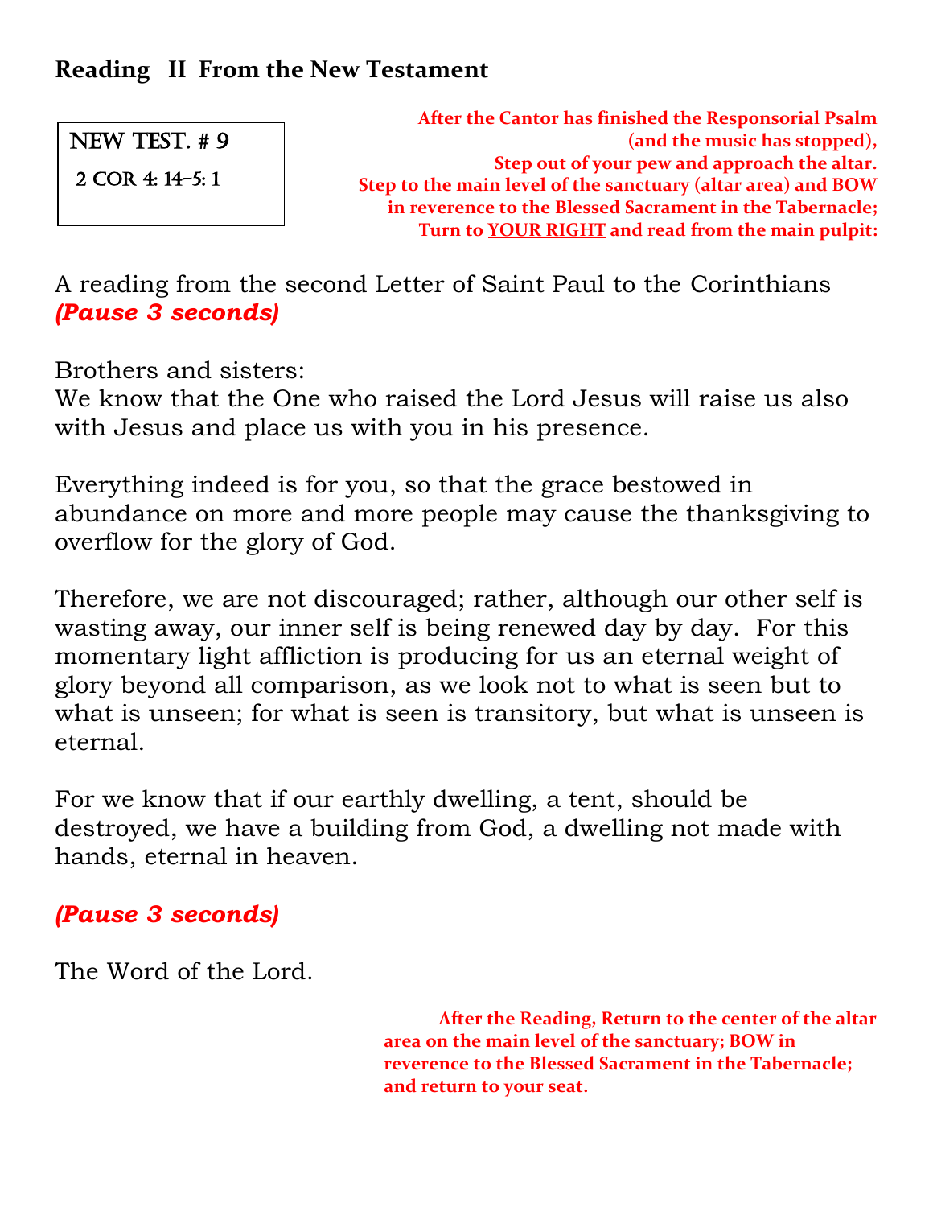## Reading II From the New Testament

NEW TEST. # 9

2 COR 4: 14–5: 1

**After the Cantor has finished the Responsorial Psalm (and the music has stopped), Step out of your pew and approach the altar. Step to the main level of the sanctuary (altar area) and BOW in reverence to the Blessed Sacrament in the Tabernacle; Turn to YOUR RIGHT and read from the main pulpit:**

A reading from the second Letter of Saint Paul to the Corinthians ***(Pause 3 seconds)***

Brothers and sisters:
We know that the One who raised the Lord Jesus will raise us also with Jesus and place us with you in his presence.

Everything indeed is for you, so that the grace bestowed in abundance on more and more people may cause the thanksgiving to overflow for the glory of God.

Therefore, we are not discouraged; rather, although our other self is wasting away, our inner self is being renewed day by day. For this momentary light affliction is producing for us an eternal weight of glory beyond all comparison, as we look not to what is seen but to what is unseen; for what is seen is transitory, but what is unseen is eternal.

For we know that if our earthly dwelling, a tent, should be destroyed, we have a building from God, a dwelling not made with hands, eternal in heaven.

***(Pause 3 seconds)***

The Word of the Lord.

**After the Reading, Return to the center of the altar area on the main level of the sanctuary; BOW in reverence to the Blessed Sacrament in the Tabernacle; and return to your seat.**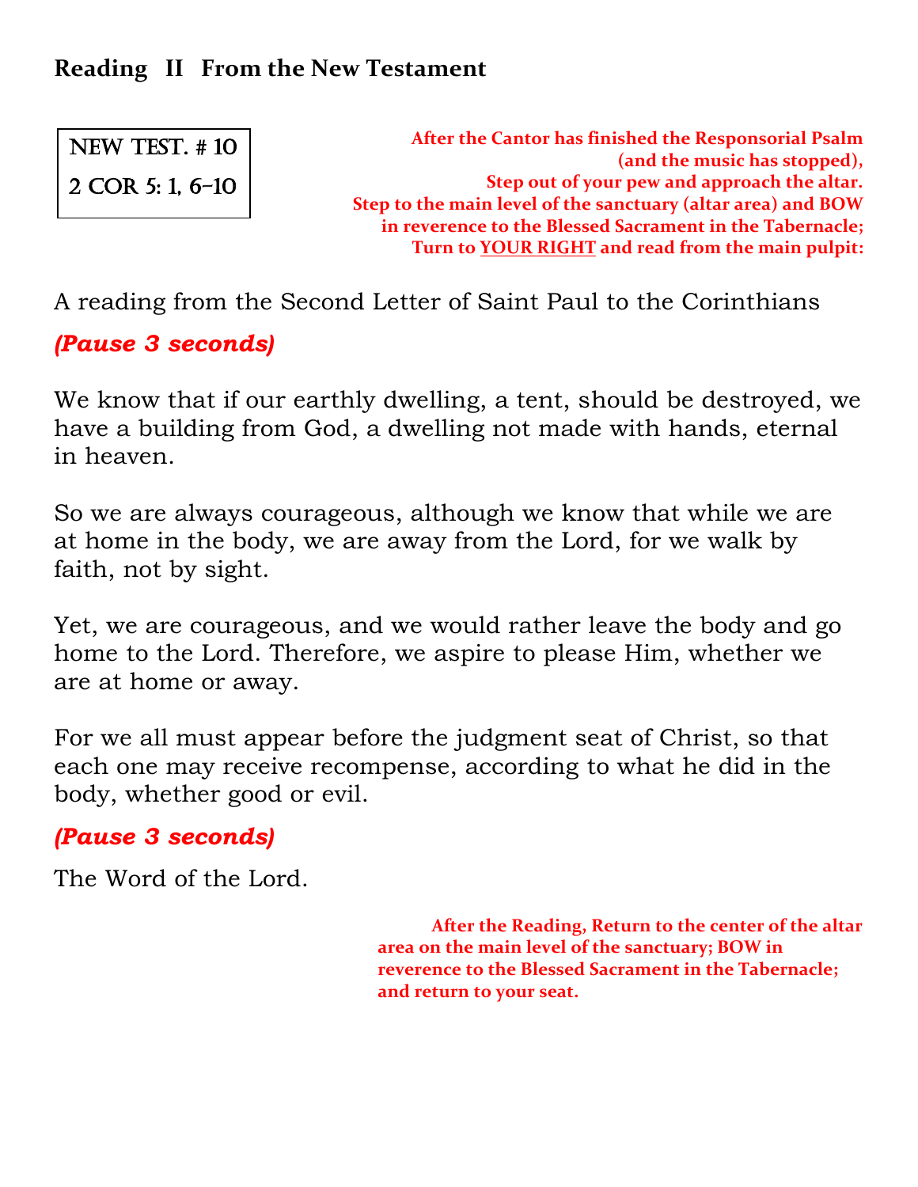## Reading II From the New Testament

NEW TEST. # 10

2 COR 5: 1, 6-10

**After the Cantor has finished the Responsorial Psalm (and the music has stopped), Step out of your pew and approach the altar. Step to the main level of the sanctuary (altar area) and BOW in reverence to the Blessed Sacrament in the Tabernacle; Turn to YOUR RIGHT and read from the main pulpit:**

A reading from the Second Letter of Saint Paul to the Corinthians

***(Pause 3 seconds)***

We know that if our earthly dwelling, a tent, should be destroyed, we have a building from God, a dwelling not made with hands, eternal in heaven.

So we are always courageous, although we know that while we are at home in the body, we are away from the Lord, for we walk by faith, not by sight.

Yet, we are courageous, and we would rather leave the body and go home to the Lord. Therefore, we aspire to please Him, whether we are at home or away.

For we all must appear before the judgment seat of Christ, so that each one may receive recompense, according to what he did in the body, whether good or evil.

***(Pause 3 seconds)***

The Word of the Lord.

**After the Reading, Return to the center of the altar area on the main level of the sanctuary; BOW in reverence to the Blessed Sacrament in the Tabernacle; and return to your seat.**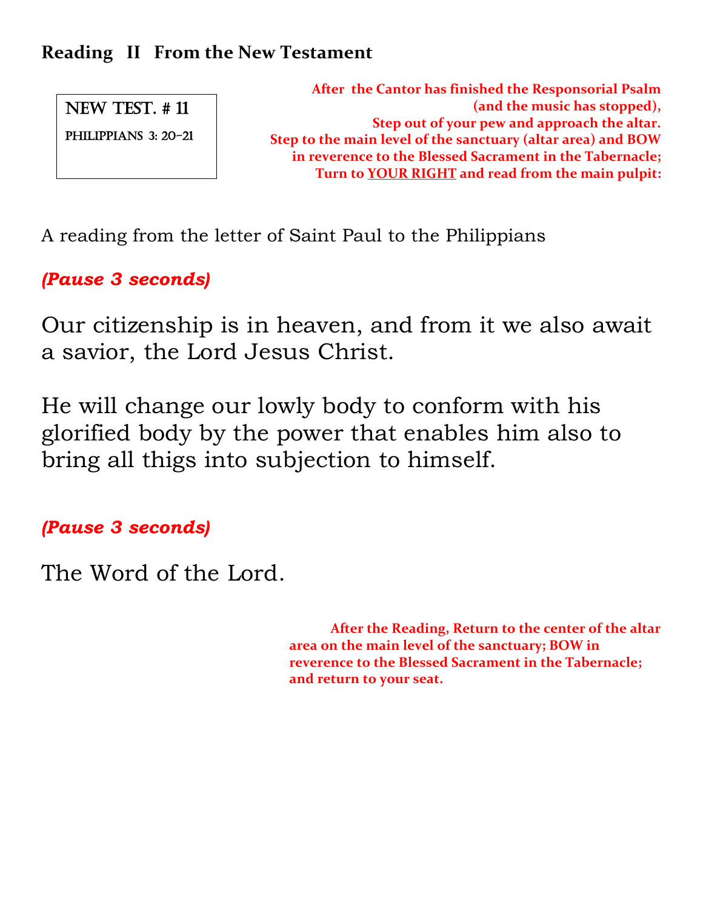**Reading II From the New Testament**

NEW TEST. # 11

PHILIPPIANS 3: 20-21

**After the Cantor has finished the Responsorial Psalm (and the music has stopped),**
**Step out of your pew and approach the altar.**
**Step to the main level of the sanctuary (altar area) and BOW in reverence to the Blessed Sacrament in the Tabernacle;**
**Turn to YOUR RIGHT and read from the main pulpit:**

A reading from the letter of Saint Paul to the Philippians

***(Pause 3 seconds)***

Our citizenship is in heaven, and from it we also await a savior, the Lord Jesus Christ.

He will change our lowly body to conform with his glorified body by the power that enables him also to bring all thigs into subjection to himself.

***(Pause 3 seconds)***

The Word of the Lord.

**After the Reading, Return to the center of the altar area on the main level of the sanctuary; BOW in reverence to the Blessed Sacrament in the Tabernacle; and return to your seat.**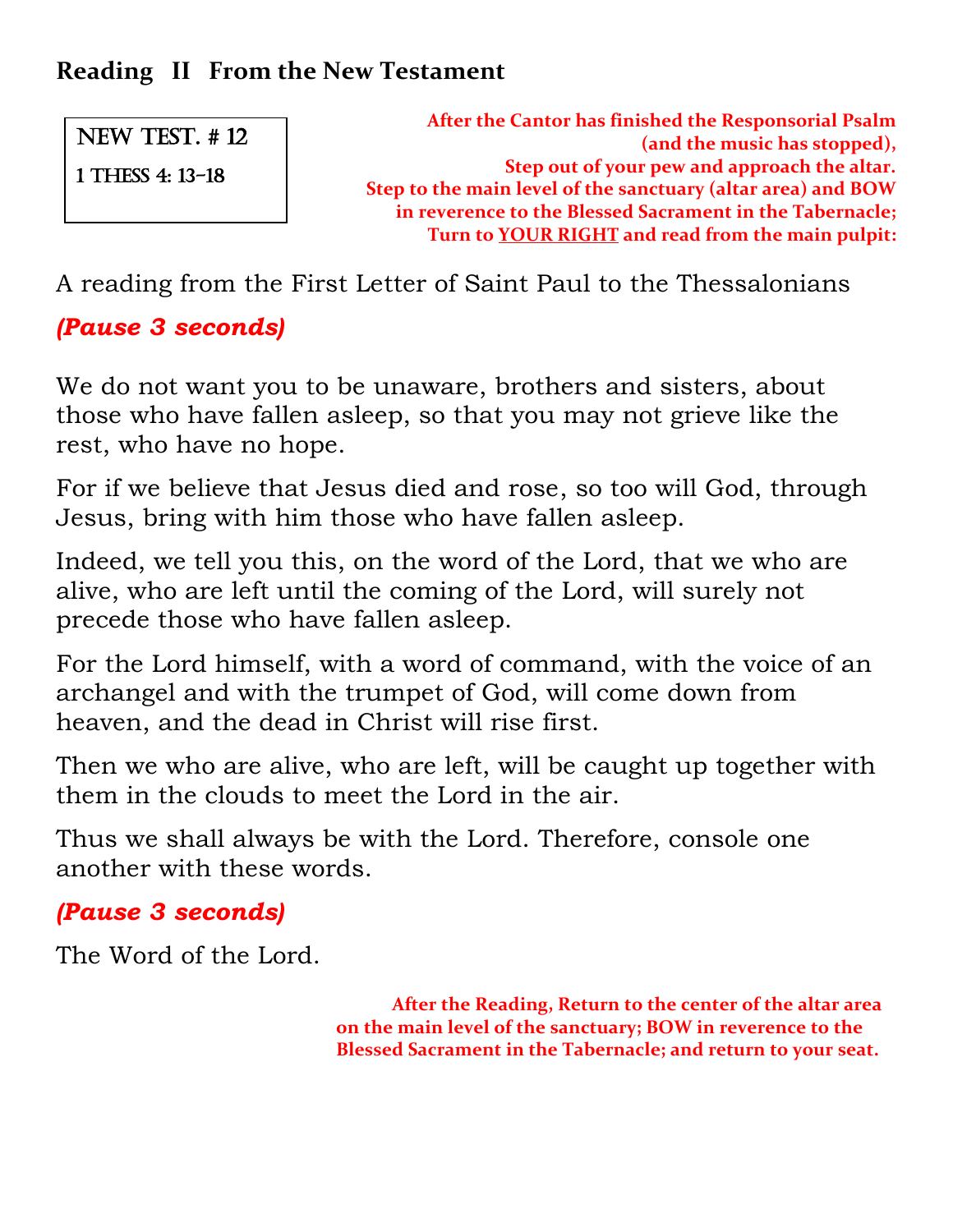## Reading II From the New Testament

NEW TEST. # 12

1 THESS 4: 13-18

**After the Cantor has finished the Responsorial Psalm (and the music has stopped),**
**Step out of your pew and approach the altar.**
**Step to the main level of the sanctuary (altar area) and BOW in reverence to the Blessed Sacrament in the Tabernacle;**
**Turn to YOUR RIGHT and read from the main pulpit:**

A reading from the First Letter of Saint Paul to the Thessalonians

***(Pause 3 seconds)***

We do not want you to be unaware, brothers and sisters, about those who have fallen asleep, so that you may not grieve like the rest, who have no hope.

For if we believe that Jesus died and rose, so too will God, through Jesus, bring with him those who have fallen asleep.

Indeed, we tell you this, on the word of the Lord, that we who are alive, who are left until the coming of the Lord, will surely not precede those who have fallen asleep.

For the Lord himself, with a word of command, with the voice of an archangel and with the trumpet of God, will come down from heaven, and the dead in Christ will rise first.

Then we who are alive, who are left, will be caught up together with them in the clouds to meet the Lord in the air.

Thus we shall always be with the Lord. Therefore, console one another with these words.

***(Pause 3 seconds)***

The Word of the Lord.

**After the Reading, Return to the center of the altar area on the main level of the sanctuary; BOW in reverence to the Blessed Sacrament in the Tabernacle; and return to your seat.**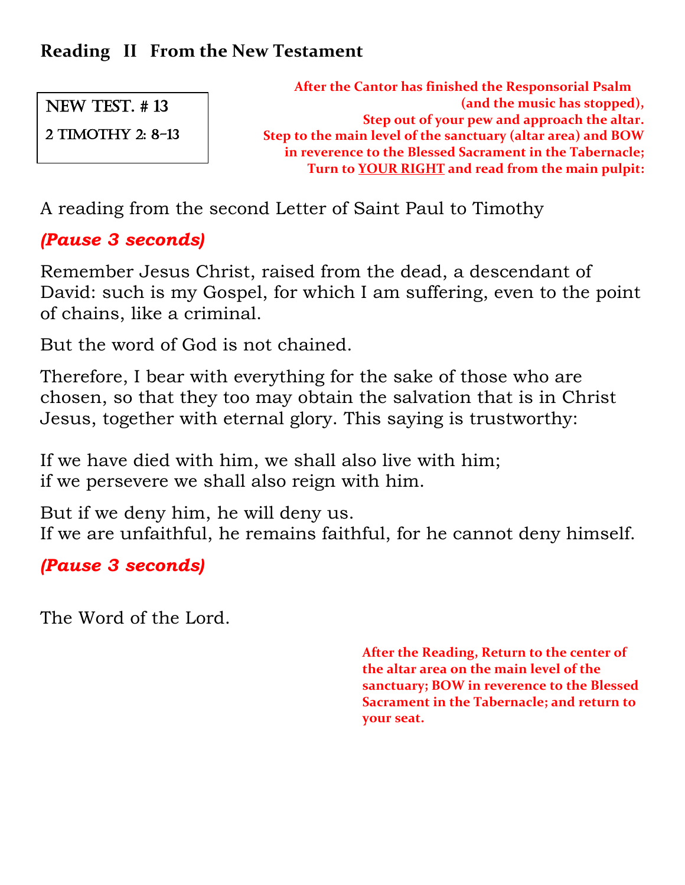## Reading II From the New Testament

**NEW TEST. # 13**

**2 TIMOTHY 2: 8-13**

**After the Cantor has finished the Responsorial Psalm (and the music has stopped),**
**Step out of your pew and approach the altar.**
**Step to the main level of the sanctuary (altar area) and BOW in reverence to the Blessed Sacrament in the Tabernacle;**
**Turn to <u>YOUR RIGHT</u> and read from the main pulpit:**

A reading from the second Letter of Saint Paul to Timothy

***(Pause 3 seconds)***

Remember Jesus Christ, raised from the dead, a descendant of David: such is my Gospel, for which I am suffering, even to the point of chains, like a criminal.

But the word of God is not chained.

Therefore, I bear with everything for the sake of those who are chosen, so that they too may obtain the salvation that is in Christ Jesus, together with eternal glory. This saying is trustworthy:

If we have died with him, we shall also live with him;
if we persevere we shall also reign with him.

But if we deny him, he will deny us.
If we are unfaithful, he remains faithful, for he cannot deny himself.

***(Pause 3 seconds)***

The Word of the Lord.

**After the Reading, Return to the center of the altar area on the main level of the sanctuary; BOW in reverence to the Blessed Sacrament in the Tabernacle; and return to your seat.**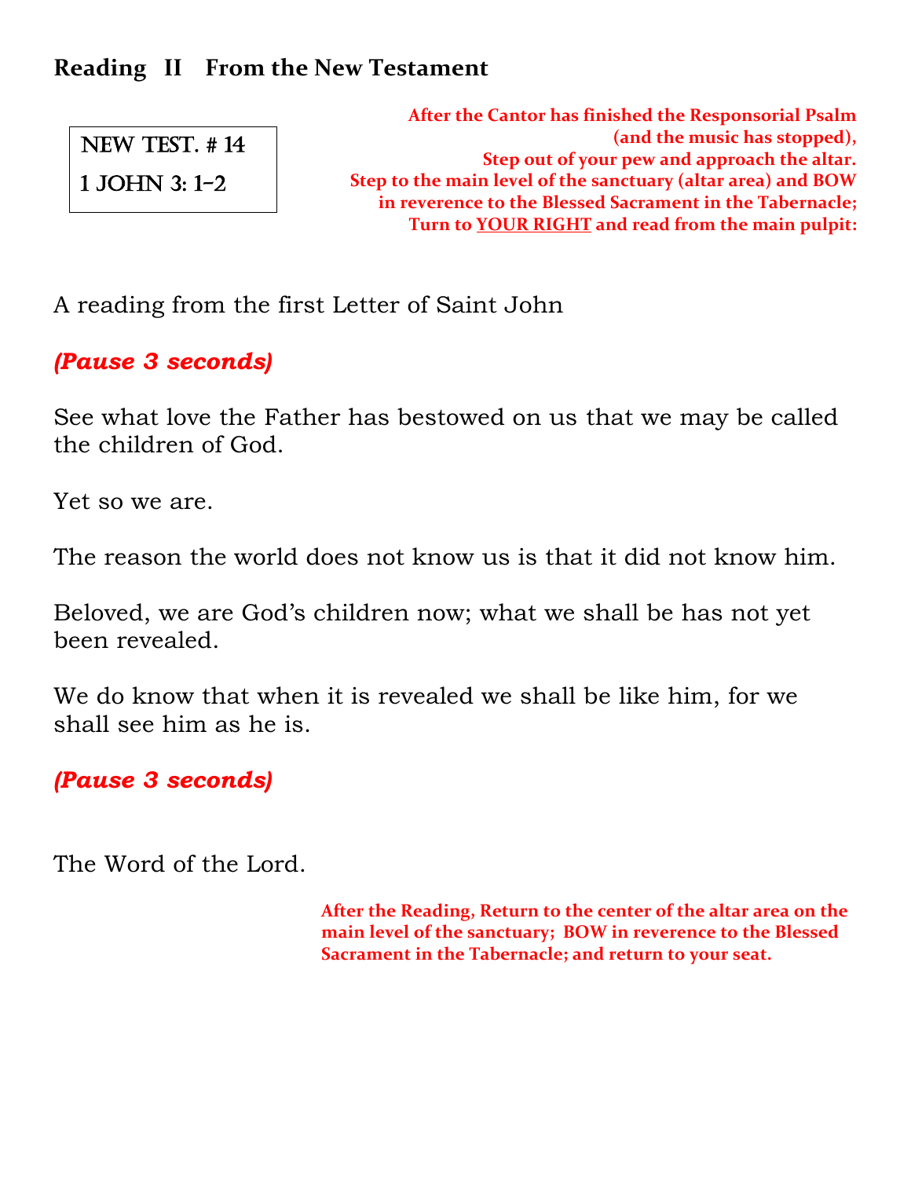**Reading II From the New Testament**

| NEW TEST. # 14 |
|---|
| 1 JOHN 3: 1-2 |

**After the Cantor has finished the Responsorial Psalm (and the music has stopped),**
**Step out of your pew and approach the altar.**
**Step to the main level of the sanctuary (altar area) and BOW in reverence to the Blessed Sacrament in the Tabernacle;**
**Turn to YOUR RIGHT and read from the main pulpit:**

A reading from the first Letter of Saint John

***(Pause 3 seconds)***

See what love the Father has bestowed on us that we may be called the children of God.

Yet so we are.

The reason the world does not know us is that it did not know him.

Beloved, we are God's children now; what we shall be has not yet been revealed.

We do know that when it is revealed we shall be like him, for we shall see him as he is.

***(Pause 3 seconds)***

The Word of the Lord.

**After the Reading, Return to the center of the altar area on the main level of the sanctuary; BOW in reverence to the Blessed Sacrament in the Tabernacle; and return to your seat.**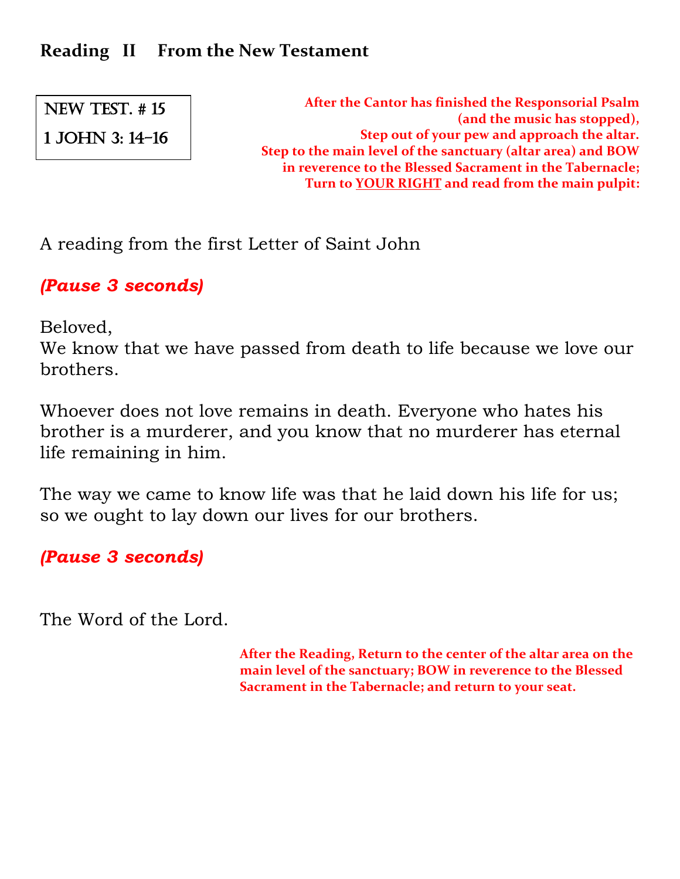## Reading II From the New Testament

NEW TEST. # 15

1 JOHN 3: 14-16

**After the Cantor has finished the Responsorial Psalm (and the music has stopped), Step out of your pew and approach the altar. Step to the main level of the sanctuary (altar area) and BOW in reverence to the Blessed Sacrament in the Tabernacle; Turn to YOUR RIGHT and read from the main pulpit:**

A reading from the first Letter of Saint John

***(Pause 3 seconds)***

Beloved,
We know that we have passed from death to life because we love our brothers.

Whoever does not love remains in death. Everyone who hates his brother is a murderer, and you know that no murderer has eternal life remaining in him.

The way we came to know life was that he laid down his life for us; so we ought to lay down our lives for our brothers.

***(Pause 3 seconds)***

The Word of the Lord.

**After the Reading, Return to the center of the altar area on the main level of the sanctuary; BOW in reverence to the Blessed Sacrament in the Tabernacle; and return to your seat.**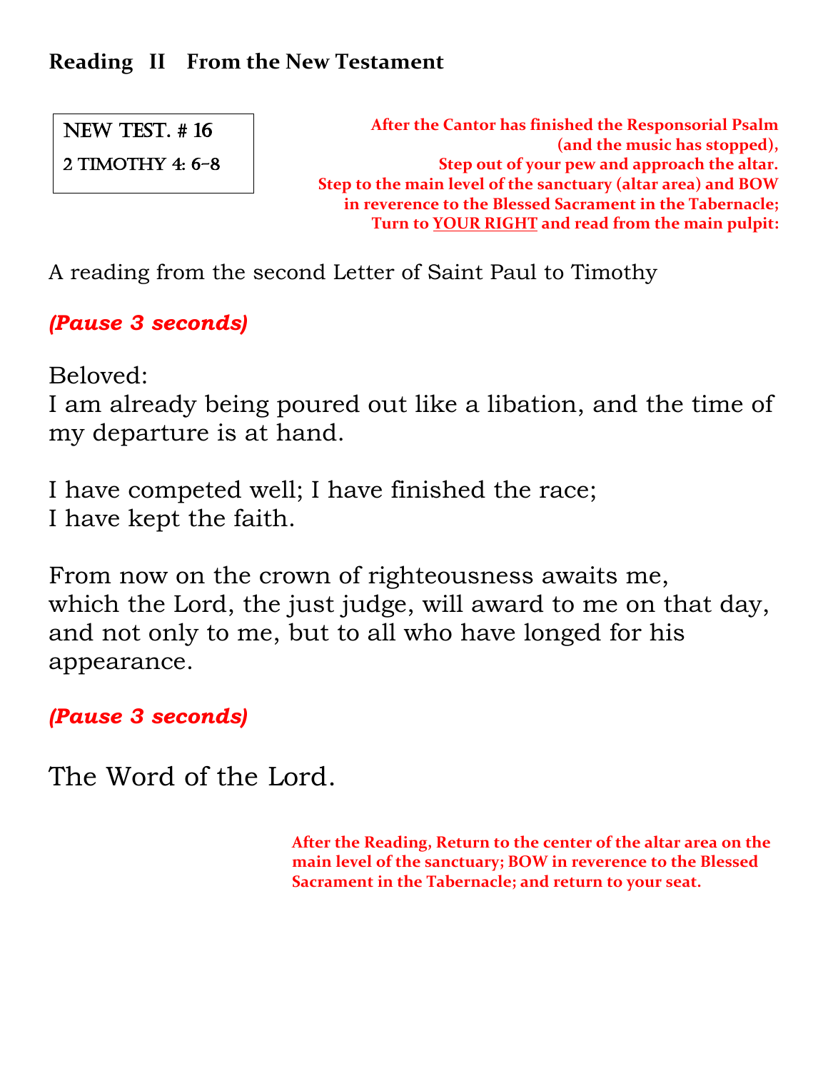**Reading II From the New Testament**

NEW TEST. # 16

2 TIMOTHY 4: 6-8

**After the Cantor has finished the Responsorial Psalm (and the music has stopped), Step out of your pew and approach the altar. Step to the main level of the sanctuary (altar area) and BOW in reverence to the Blessed Sacrament in the Tabernacle; Turn to YOUR RIGHT and read from the main pulpit:**

A reading from the second Letter of Saint Paul to Timothy

***(Pause 3 seconds)***

Beloved:
I am already being poured out like a libation, and the time of my departure is at hand.

I have competed well; I have finished the race;
I have kept the faith.

From now on the crown of righteousness awaits me,
which the Lord, the just judge, will award to me on that day,
and not only to me, but to all who have longed for his appearance.

***(Pause 3 seconds)***

The Word of the Lord.

**After the Reading, Return to the center of the altar area on the main level of the sanctuary; BOW in reverence to the Blessed Sacrament in the Tabernacle; and return to your seat.**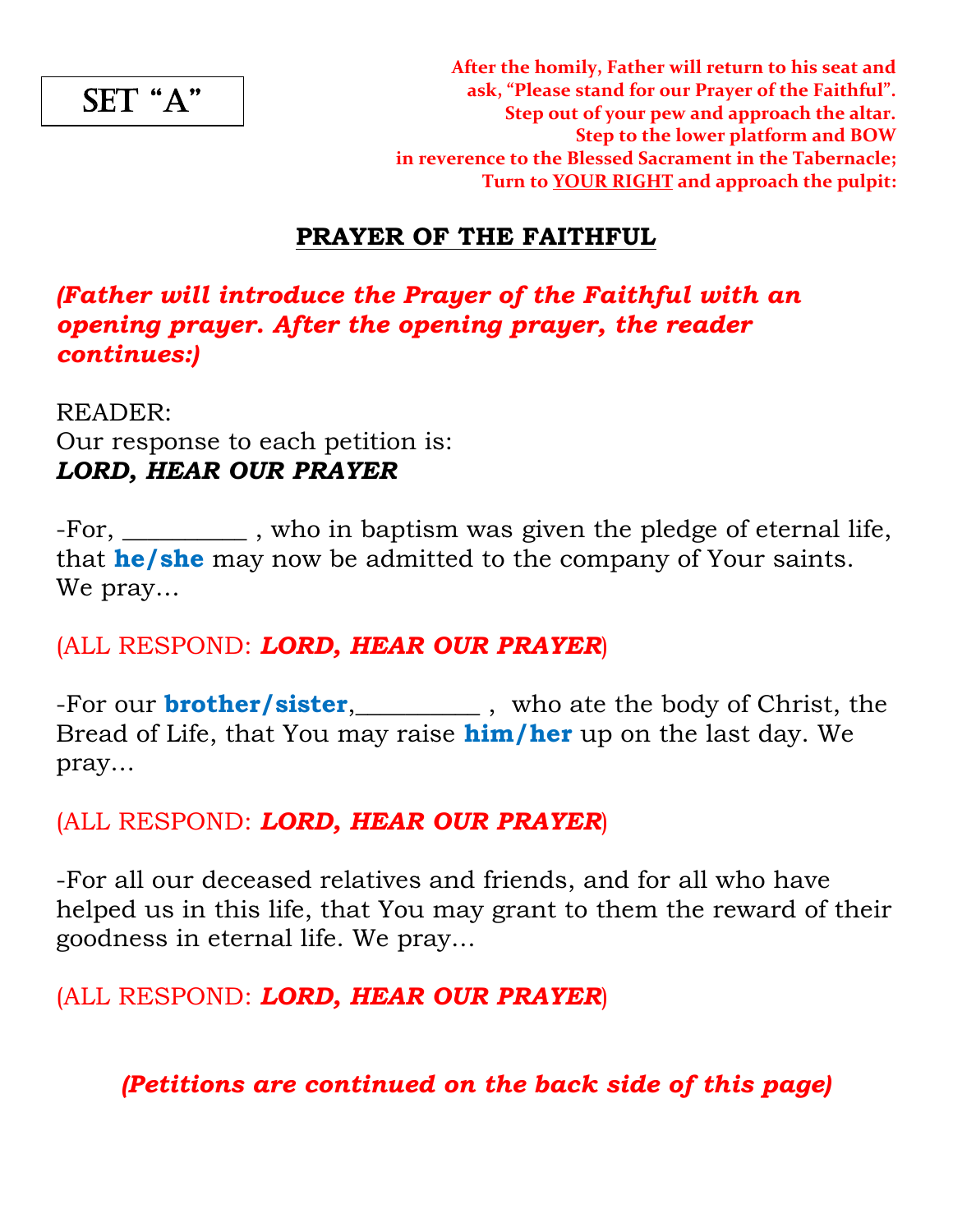SET "A"

**After the homily, Father will return to his seat and ask, "Please stand for our Prayer of the Faithful". Step out of your pew and approach the altar. Step to the lower platform and BOW in reverence to the Blessed Sacrament in the Tabernacle; Turn to YOUR RIGHT and approach the pulpit:**

## PRAYER OF THE FAITHFUL

***(Father will introduce the Prayer of the Faithful with an opening prayer. After the opening prayer, the reader continues:)***

READER:
Our response to each petition is:
***LORD, HEAR OUR PRAYER***

-For, __________ , who in baptism was given the pledge of eternal life, that **he/she** may now be admitted to the company of Your saints. We pray…

(ALL RESPOND: ***LORD, HEAR OUR PRAYER***)

-For our **brother/sister**,__________ , who ate the body of Christ, the Bread of Life, that You may raise **him/her** up on the last day. We pray…

(ALL RESPOND: ***LORD, HEAR OUR PRAYER***)

-For all our deceased relatives and friends, and for all who have helped us in this life, that You may grant to them the reward of their goodness in eternal life. We pray…

(ALL RESPOND: ***LORD, HEAR OUR PRAYER***)

***(Petitions are continued on the back side of this page)***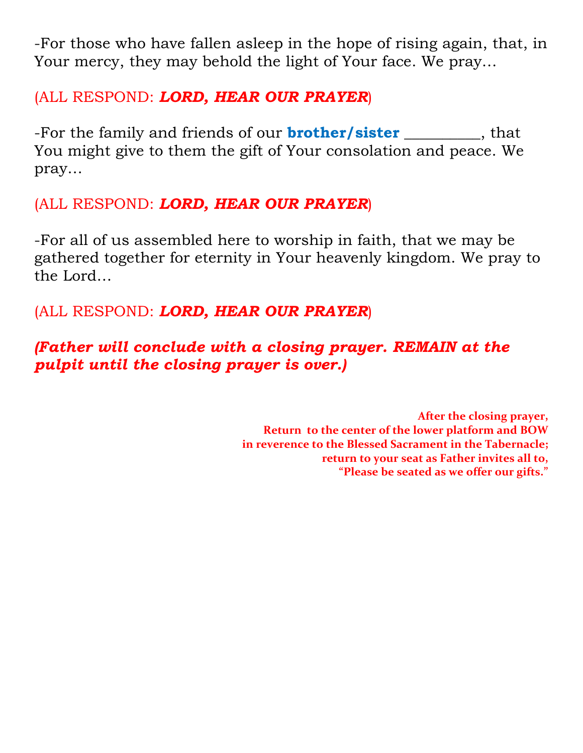-For those who have fallen asleep in the hope of rising again, that, in Your mercy, they may behold the light of Your face. We pray…

(ALL RESPOND: ***LORD, HEAR OUR PRAYER***)

-For the family and friends of our **brother/sister** _________, that You might give to them the gift of Your consolation and peace. We pray…

(ALL RESPOND: ***LORD, HEAR OUR PRAYER***)

-For all of us assembled here to worship in faith, that we may be gathered together for eternity in Your heavenly kingdom. We pray to the Lord…

(ALL RESPOND: ***LORD, HEAR OUR PRAYER***)

***(Father will conclude with a closing prayer. REMAIN at the pulpit until the closing prayer is over.)***

**After the closing prayer,
Return to the center of the lower platform and BOW
in reverence to the Blessed Sacrament in the Tabernacle;
return to your seat as Father invites all to,
"Please be seated as we offer our gifts."**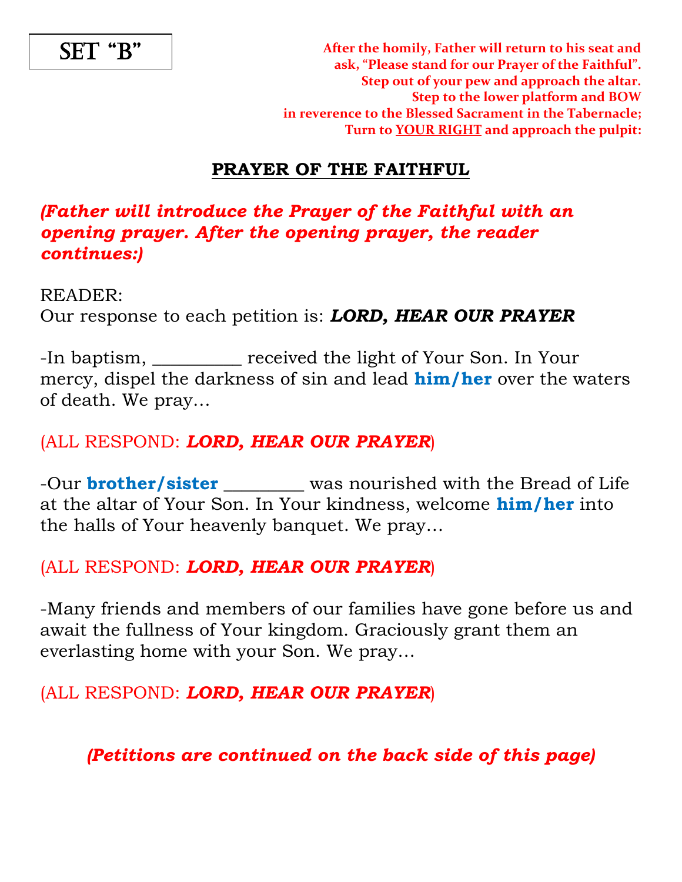**SET "B"**

**After the homily, Father will return to his seat and ask, "Please stand for our Prayer of the Faithful". Step out of your pew and approach the altar. Step to the lower platform and BOW in reverence to the Blessed Sacrament in the Tabernacle; Turn to <u>YOUR RIGHT</u> and approach the pulpit:**

## <u>PRAYER OF THE FAITHFUL</u>

***(Father will introduce the Prayer of the Faithful with an opening prayer. After the opening prayer, the reader continues:)***

READER:
Our response to each petition is: ***LORD, HEAR OUR PRAYER***

-In baptism, _________ received the light of Your Son. In Your mercy, dispel the darkness of sin and lead **him/her** over the waters of death. We pray…

(ALL RESPOND: ***LORD, HEAR OUR PRAYER***)

-Our **brother/sister** ________ was nourished with the Bread of Life at the altar of Your Son. In Your kindness, welcome **him/her** into the halls of Your heavenly banquet. We pray…

(ALL RESPOND: ***LORD, HEAR OUR PRAYER***)

-Many friends and members of our families have gone before us and await the fullness of Your kingdom. Graciously grant them an everlasting home with your Son. We pray…

(ALL RESPOND: ***LORD, HEAR OUR PRAYER***)

***(Petitions are continued on the back side of this page)***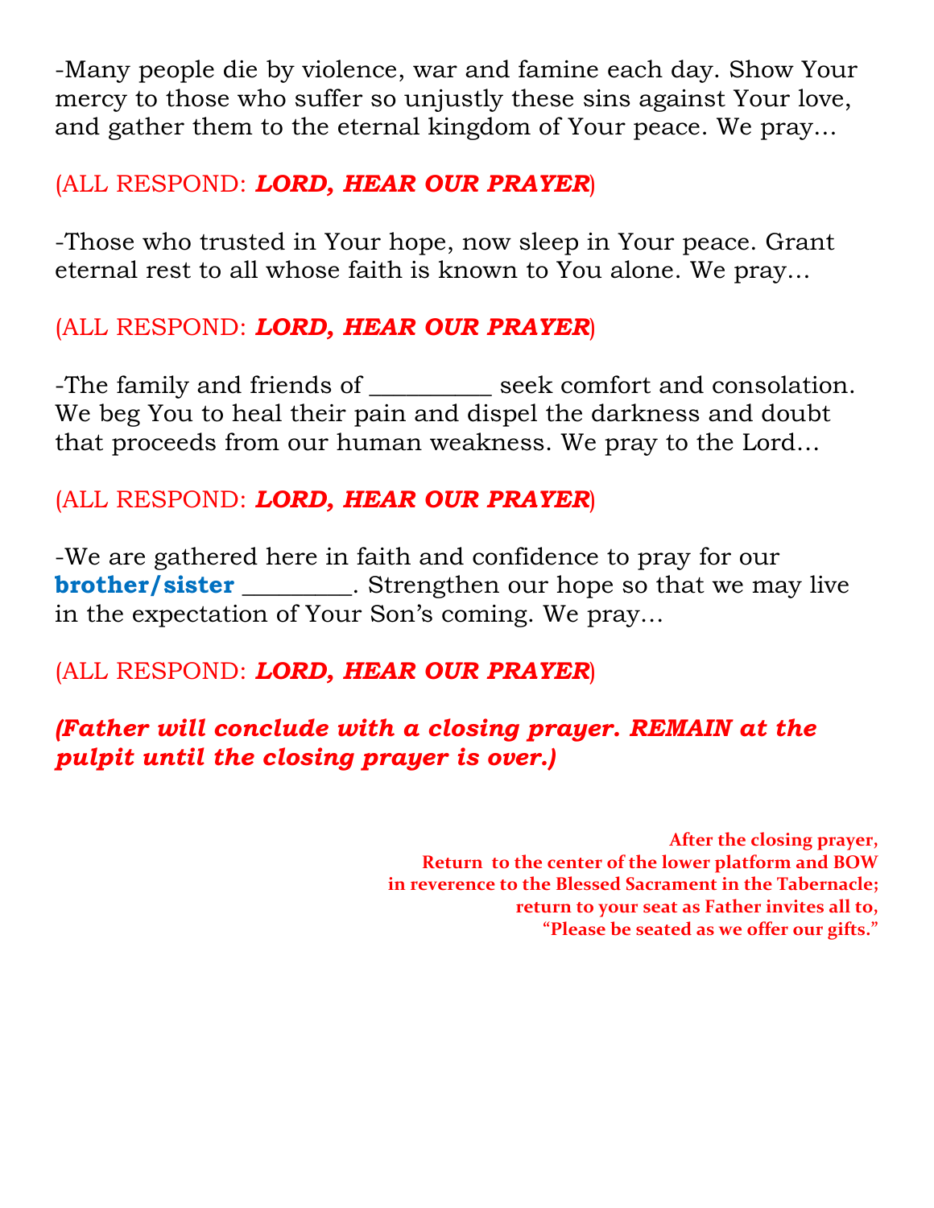-Many people die by violence, war and famine each day. Show Your mercy to those who suffer so unjustly these sins against Your love, and gather them to the eternal kingdom of Your peace. We pray…

(ALL RESPOND: ***LORD, HEAR OUR PRAYER***)

-Those who trusted in Your hope, now sleep in Your peace. Grant eternal rest to all whose faith is known to You alone. We pray…

(ALL RESPOND: ***LORD, HEAR OUR PRAYER***)

-The family and friends of _________ seek comfort and consolation. We beg You to heal their pain and dispel the darkness and doubt that proceeds from our human weakness. We pray to the Lord…

(ALL RESPOND: ***LORD, HEAR OUR PRAYER***)

-We are gathered here in faith and confidence to pray for our **brother/sister** ________. Strengthen our hope so that we may live in the expectation of Your Son's coming. We pray…

(ALL RESPOND: ***LORD, HEAR OUR PRAYER***)

***(Father will conclude with a closing prayer. REMAIN at the pulpit until the closing prayer is over.)***

**After the closing prayer,
Return to the center of the lower platform and BOW
in reverence to the Blessed Sacrament in the Tabernacle;
return to your seat as Father invites all to,
"Please be seated as we offer our gifts."**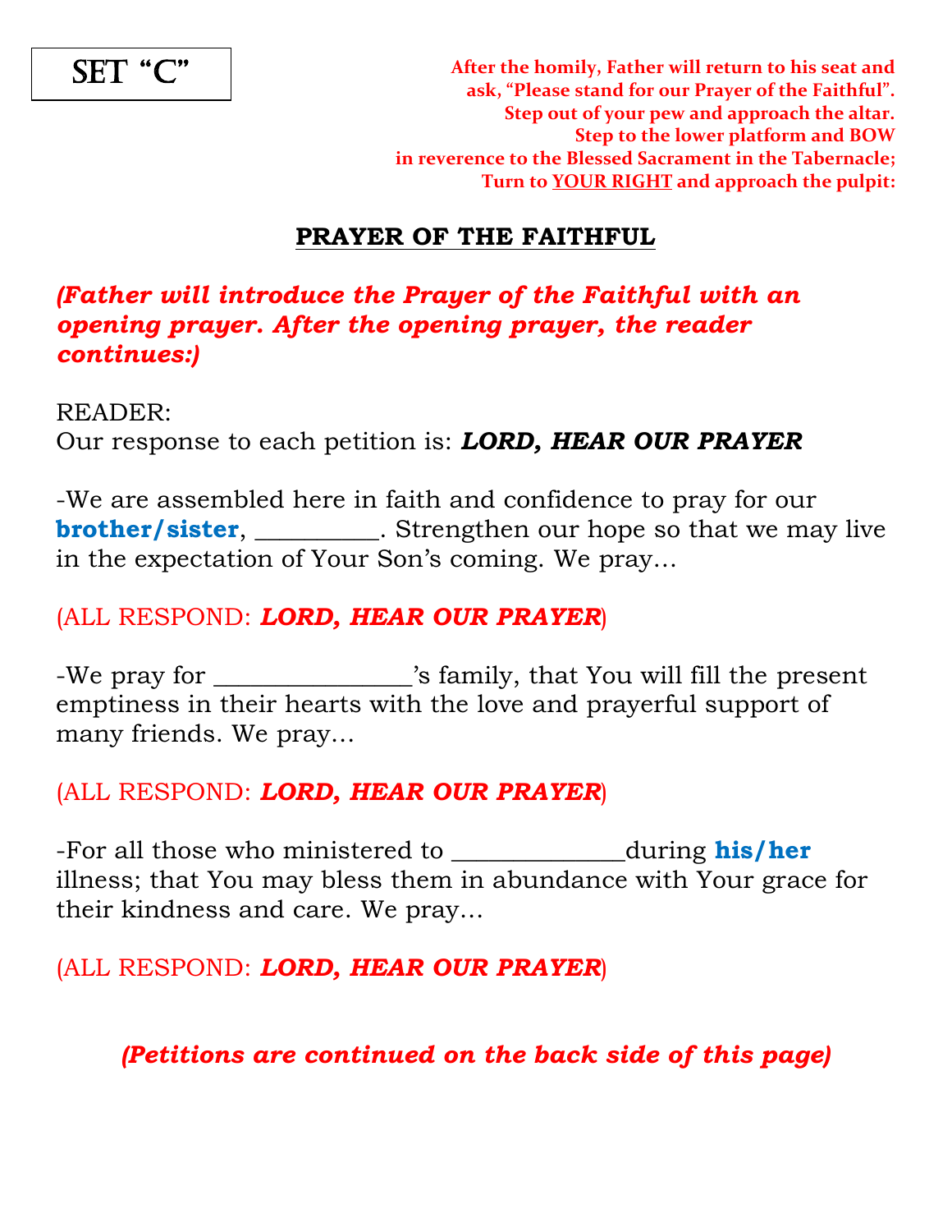SET "C"

**After the homily, Father will return to his seat and ask, "Please stand for our Prayer of the Faithful". Step out of your pew and approach the altar. Step to the lower platform and BOW in reverence to the Blessed Sacrament in the Tabernacle; Turn to YOUR RIGHT and approach the pulpit:**

## PRAYER OF THE FAITHFUL

***(Father will introduce the Prayer of the Faithful with an opening prayer. After the opening prayer, the reader continues:)***

READER:
Our response to each petition is: ***LORD, HEAR OUR PRAYER***

-We are assembled here in faith and confidence to pray for our **brother/sister**, __________. Strengthen our hope so that we may live in the expectation of Your Son's coming. We pray…

(ALL RESPOND: ***LORD, HEAR OUR PRAYER***)

-We pray for ________________'s family, that You will fill the present emptiness in their hearts with the love and prayerful support of many friends. We pray…

(ALL RESPOND: ***LORD, HEAR OUR PRAYER***)

-For all those who ministered to ______________during **his/her** illness; that You may bless them in abundance with Your grace for their kindness and care. We pray…

(ALL RESPOND: ***LORD, HEAR OUR PRAYER***)

***(Petitions are continued on the back side of this page)***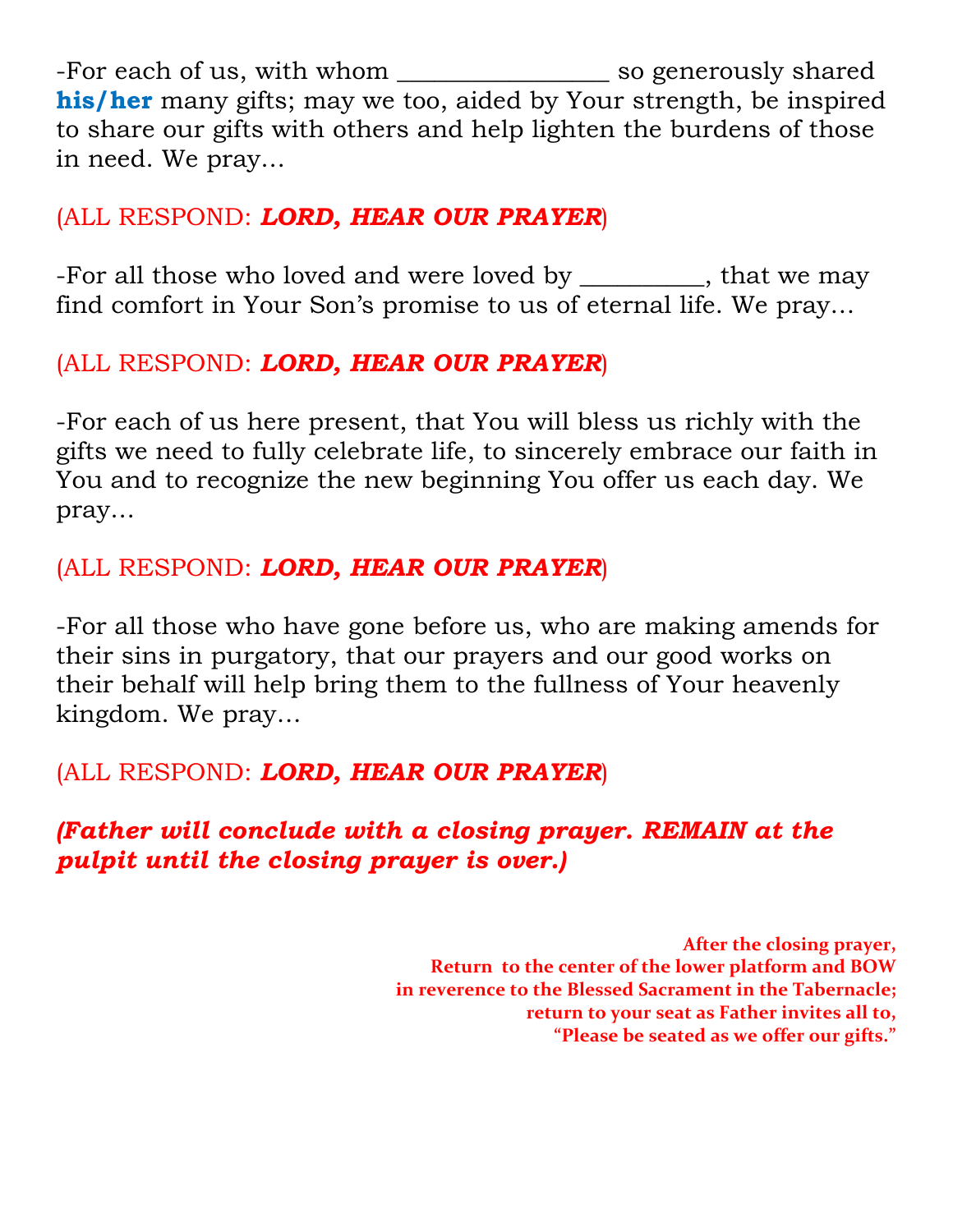-For each of us, with whom ________________ so generously shared **his/her** many gifts; may we too, aided by Your strength, be inspired to share our gifts with others and help lighten the burdens of those in need. We pray…

(ALL RESPOND: ***LORD, HEAR OUR PRAYER***)

-For all those who loved and were loved by _________, that we may find comfort in Your Son's promise to us of eternal life. We pray…

(ALL RESPOND: ***LORD, HEAR OUR PRAYER***)

-For each of us here present, that You will bless us richly with the gifts we need to fully celebrate life, to sincerely embrace our faith in You and to recognize the new beginning You offer us each day. We pray…

(ALL RESPOND: ***LORD, HEAR OUR PRAYER***)

-For all those who have gone before us, who are making amends for their sins in purgatory, that our prayers and our good works on their behalf will help bring them to the fullness of Your heavenly kingdom. We pray…

(ALL RESPOND: ***LORD, HEAR OUR PRAYER***)

***(Father will conclude with a closing prayer. REMAIN at the pulpit until the closing prayer is over.)***

**After the closing prayer,**
**Return to the center of the lower platform and BOW**
**in reverence to the Blessed Sacrament in the Tabernacle;**
**return to your seat as Father invites all to,**
**"Please be seated as we offer our gifts."**